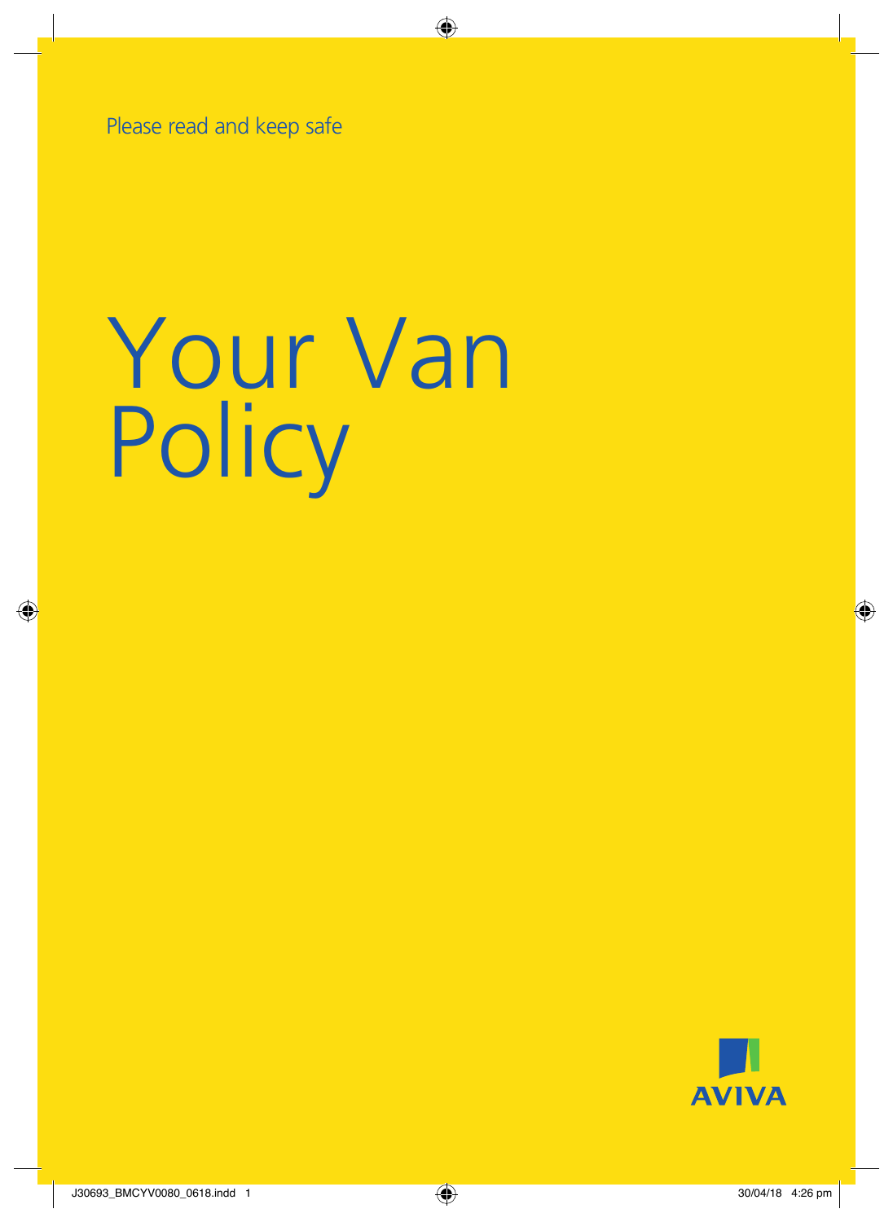Please read and keep safe

# Your Van Policy

AVIVA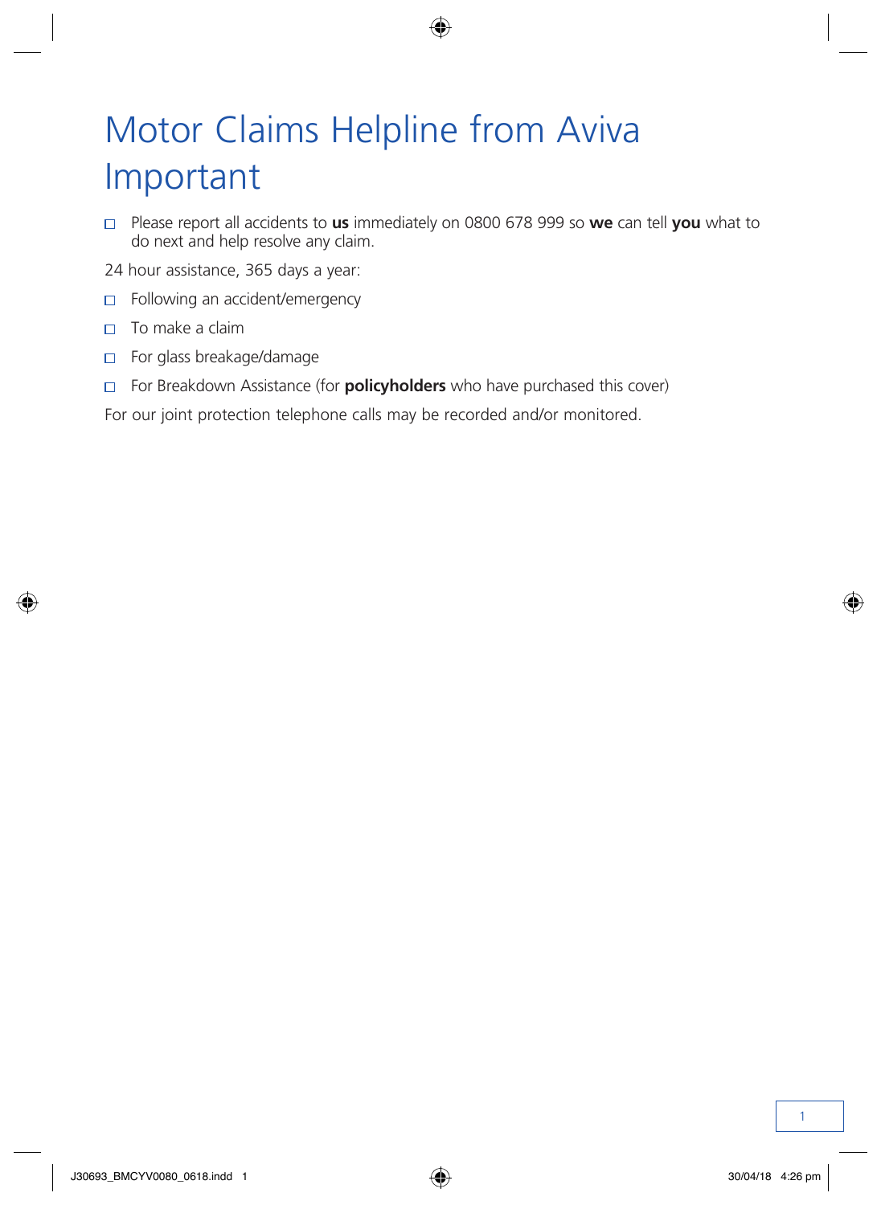# Motor Claims Helpline from Aviva Important

- Please report all accidents to **us** immediately on 0800 678 999 so **we** can tell **you** what to do next and help resolve any claim.

24 hour assistance, 365 days a year:

- Following an accident/emergency
- To make a claim
- For glass breakage/damage
- For Breakdown Assistance (for **policyholders** who have purchased this cover)

For our joint protection telephone calls may be recorded and/or monitored.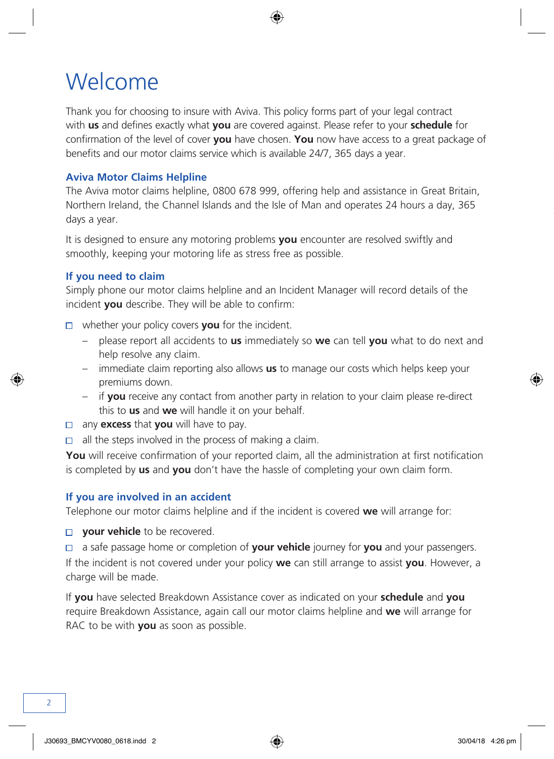# Welcome

Thank you for choosing to insure with Aviva. This policy forms part of your legal contract with **us** and defines exactly what **you** are covered against. Please refer to your **schedule** for confirmation of the level of cover **you** have chosen. **You** now have access to a great package of benefits and our motor claims service which is available 24/7, 365 days a year.

### Aviva Motor Claims Helpline

The Aviva motor claims helpline, 0800 678 999, offering help and assistance in Great Britain, Northern Ireland, the Channel Islands and the Isle of Man and operates 24 hours a day, 365 days a year.

It is designed to ensure any motoring problems **you** encounter are resolved swiftly and smoothly, keeping your motoring life as stress free as possible.

### If you need to claim

Simply phone our motor claims helpline and an Incident Manager will record details of the incident **you** describe. They will be able to confirm:

- whether your policy covers **you** for the incident.
  - please report all accidents to **us** immediately so **we** can tell **you** what to do next and help resolve any claim.
  - immediate claim reporting also allows **us** to manage our costs which helps keep your premiums down.
  - if **you** receive any contact from another party in relation to your claim please re-direct this to **us** and **we** will handle it on your behalf.
- any **excess** that **you** will have to pay.
- all the steps involved in the process of making a claim.

**You** will receive confirmation of your reported claim, all the administration at first notification is completed by **us** and **you** don't have the hassle of completing your own claim form.

### If you are involved in an accident

Telephone our motor claims helpline and if the incident is covered **we** will arrange for:

- **your vehicle** to be recovered.
- a safe passage home or completion of **your vehicle** journey for **you** and your passengers.

If the incident is not covered under your policy **we** can still arrange to assist **you**. However, a charge will be made.

If **you** have selected Breakdown Assistance cover as indicated on your **schedule** and **you** require Breakdown Assistance, again call our motor claims helpline and **we** will arrange for RAC to be with **you** as soon as possible.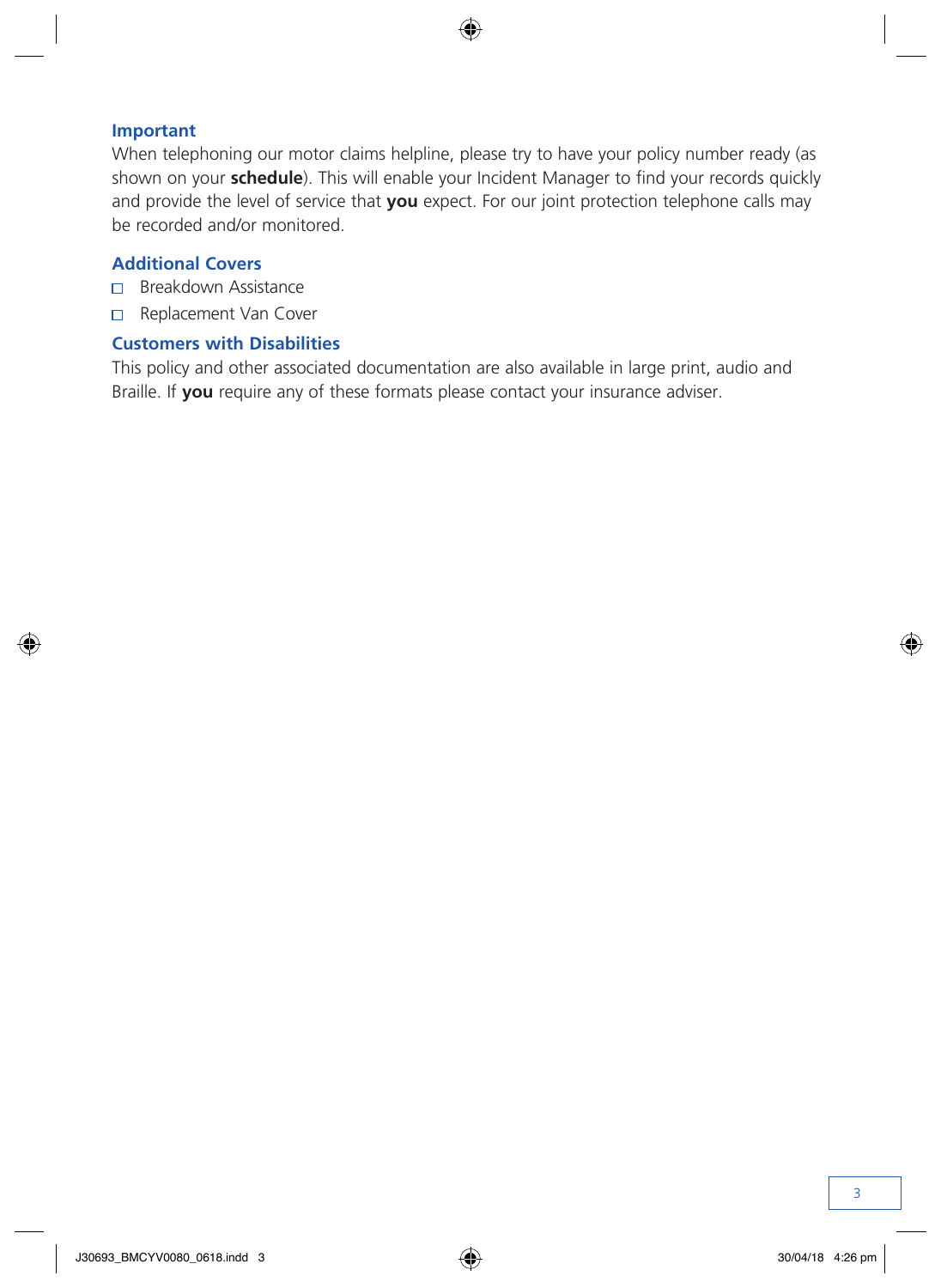## Important

When telephoning our motor claims helpline, please try to have your policy number ready (as shown on your **schedule**). This will enable your Incident Manager to find your records quickly and provide the level of service that **you** expect. For our joint protection telephone calls may be recorded and/or monitored.

## Additional Covers

- ☐ Breakdown Assistance
- ☐ Replacement Van Cover

## Customers with Disabilities

This policy and other associated documentation are also available in large print, audio and Braille. If **you** require any of these formats please contact your insurance adviser.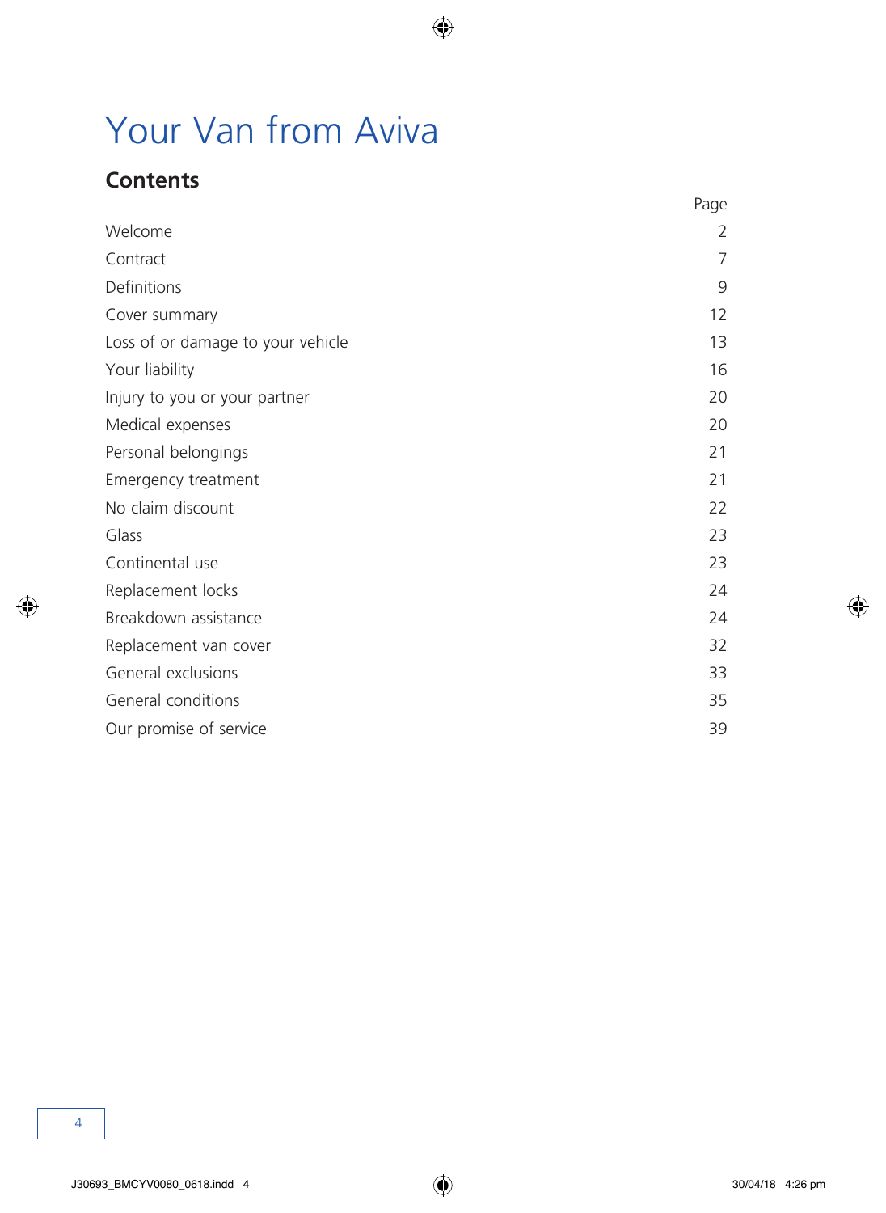# Your Van from Aviva

## Contents

| | Page |
|---|---|
| Welcome | 2 |
| Contract | 7 |
| Definitions | 9 |
| Cover summary | 12 |
| Loss of or damage to your vehicle | 13 |
| Your liability | 16 |
| Injury to you or your partner | 20 |
| Medical expenses | 20 |
| Personal belongings | 21 |
| Emergency treatment | 21 |
| No claim discount | 22 |
| Glass | 23 |
| Continental use | 23 |
| Replacement locks | 24 |
| Breakdown assistance | 24 |
| Replacement van cover | 32 |
| General exclusions | 33 |
| General conditions | 35 |
| Our promise of service | 39 |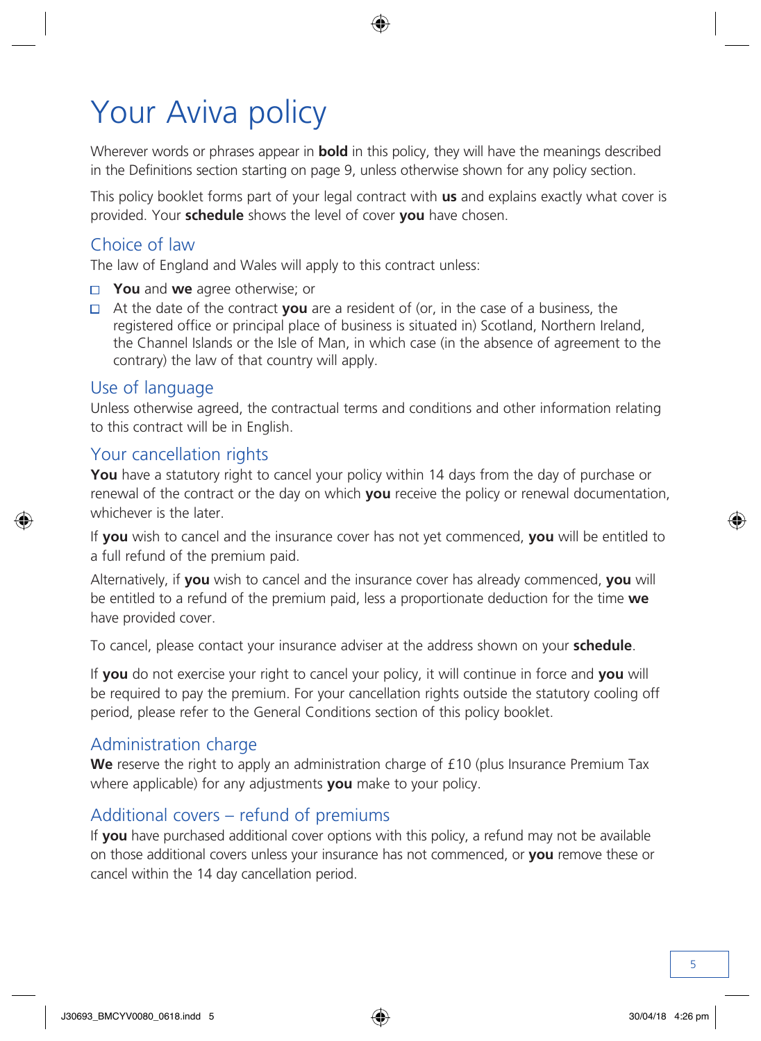# Your Aviva policy

Wherever words or phrases appear in **bold** in this policy, they will have the meanings described in the Definitions section starting on page 9, unless otherwise shown for any policy section.

This policy booklet forms part of your legal contract with **us** and explains exactly what cover is provided. Your **schedule** shows the level of cover **you** have chosen.

## Choice of law

The law of England and Wales will apply to this contract unless:

- **You** and **we** agree otherwise; or
- At the date of the contract **you** are a resident of (or, in the case of a business, the registered office or principal place of business is situated in) Scotland, Northern Ireland, the Channel Islands or the Isle of Man, in which case (in the absence of agreement to the contrary) the law of that country will apply.

## Use of language

Unless otherwise agreed, the contractual terms and conditions and other information relating to this contract will be in English.

## Your cancellation rights

**You** have a statutory right to cancel your policy within 14 days from the day of purchase or renewal of the contract or the day on which **you** receive the policy or renewal documentation, whichever is the later.

If **you** wish to cancel and the insurance cover has not yet commenced, **you** will be entitled to a full refund of the premium paid.

Alternatively, if **you** wish to cancel and the insurance cover has already commenced, **you** will be entitled to a refund of the premium paid, less a proportionate deduction for the time **we** have provided cover.

To cancel, please contact your insurance adviser at the address shown on your **schedule**.

If **you** do not exercise your right to cancel your policy, it will continue in force and **you** will be required to pay the premium. For your cancellation rights outside the statutory cooling off period, please refer to the General Conditions section of this policy booklet.

## Administration charge

**We** reserve the right to apply an administration charge of £10 (plus Insurance Premium Tax where applicable) for any adjustments **you** make to your policy.

## Additional covers – refund of premiums

If **you** have purchased additional cover options with this policy, a refund may not be available on those additional covers unless your insurance has not commenced, or **you** remove these or cancel within the 14 day cancellation period.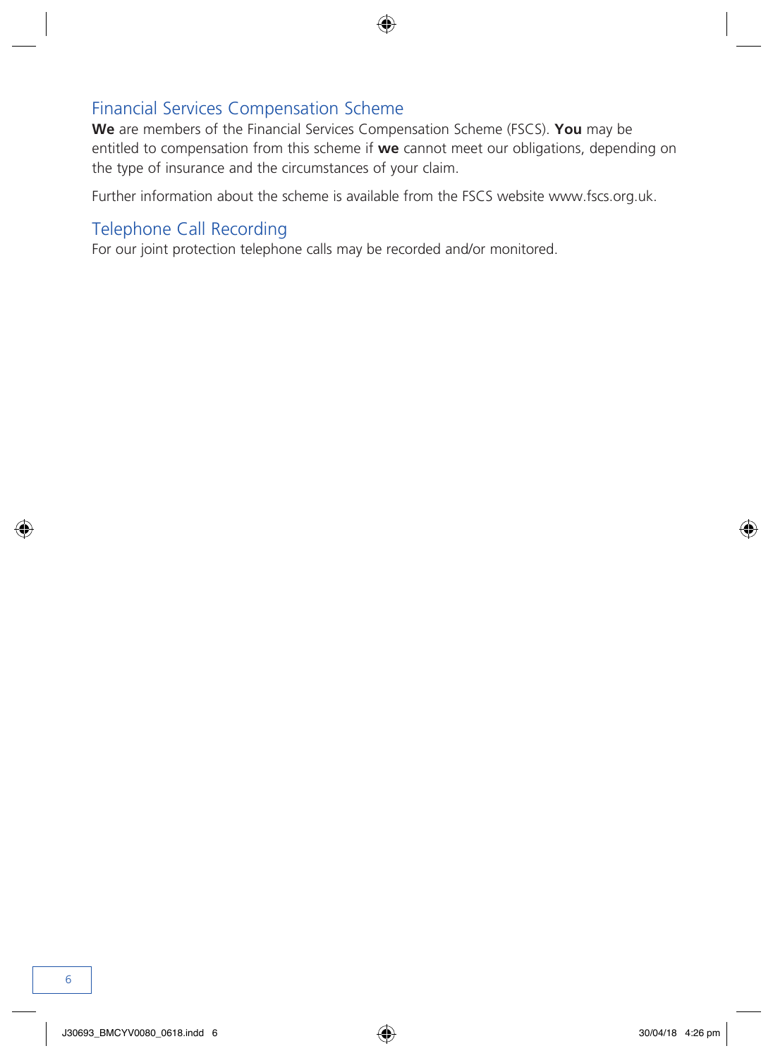## Financial Services Compensation Scheme

**We** are members of the Financial Services Compensation Scheme (FSCS). **You** may be entitled to compensation from this scheme if **we** cannot meet our obligations, depending on the type of insurance and the circumstances of your claim.

Further information about the scheme is available from the FSCS website www.fscs.org.uk.

## Telephone Call Recording

For our joint protection telephone calls may be recorded and/or monitored.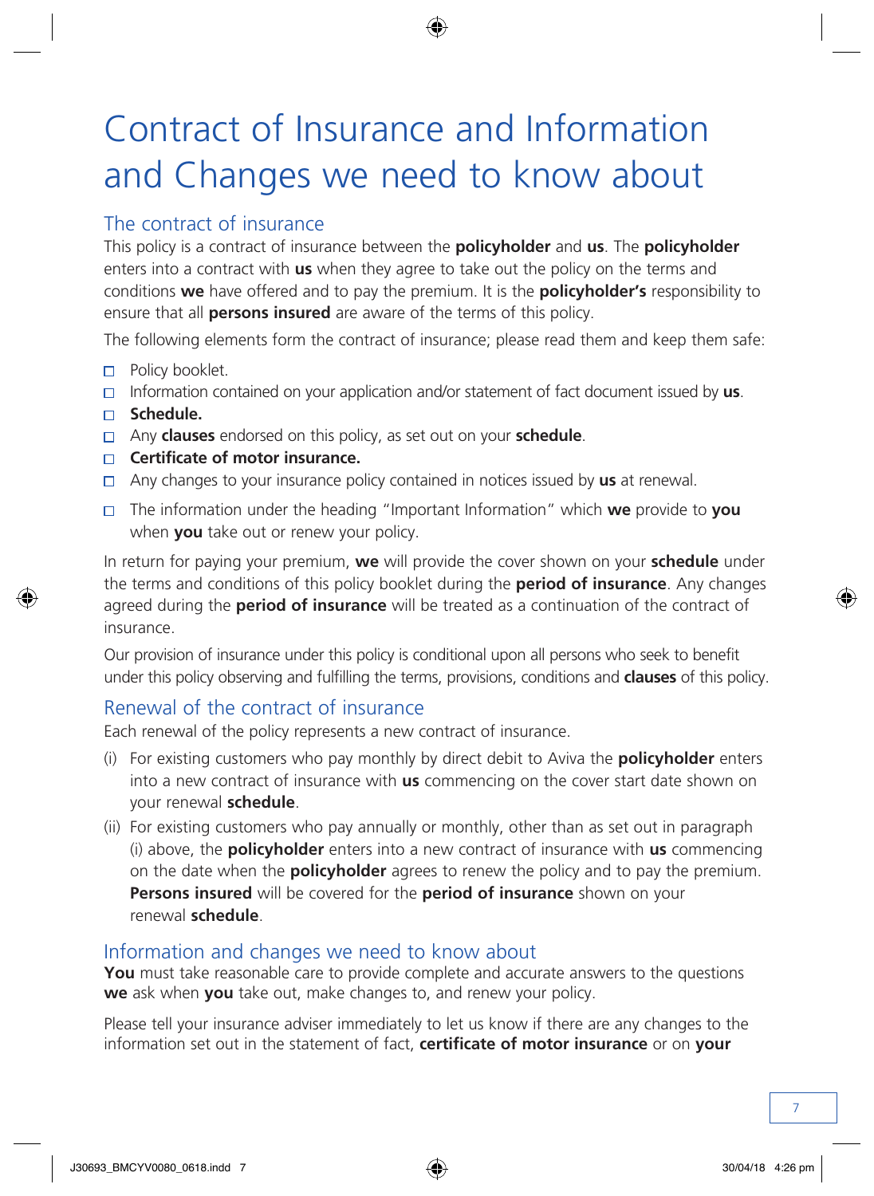# Contract of Insurance and Information and Changes we need to know about

## The contract of insurance

This policy is a contract of insurance between the **policyholder** and **us**. The **policyholder** enters into a contract with **us** when they agree to take out the policy on the terms and conditions **we** have offered and to pay the premium. It is the **policyholder's** responsibility to ensure that all **persons insured** are aware of the terms of this policy.

The following elements form the contract of insurance; please read them and keep them safe:

- Policy booklet.
- Information contained on your application and/or statement of fact document issued by **us**.
- **Schedule.**
- Any **clauses** endorsed on this policy, as set out on your **schedule**.
- **Certificate of motor insurance.**
- Any changes to your insurance policy contained in notices issued by **us** at renewal.
- The information under the heading "Important Information" which **we** provide to **you** when **you** take out or renew your policy.

In return for paying your premium, **we** will provide the cover shown on your **schedule** under the terms and conditions of this policy booklet during the **period of insurance**. Any changes agreed during the **period of insurance** will be treated as a continuation of the contract of insurance.

Our provision of insurance under this policy is conditional upon all persons who seek to benefit under this policy observing and fulfilling the terms, provisions, conditions and **clauses** of this policy.

## Renewal of the contract of insurance

Each renewal of the policy represents a new contract of insurance.

(i) For existing customers who pay monthly by direct debit to Aviva the **policyholder** enters into a new contract of insurance with **us** commencing on the cover start date shown on your renewal **schedule**.

(ii) For existing customers who pay annually or monthly, other than as set out in paragraph (i) above, the **policyholder** enters into a new contract of insurance with **us** commencing on the date when the **policyholder** agrees to renew the policy and to pay the premium. **Persons insured** will be covered for the **period of insurance** shown on your renewal **schedule**.

## Information and changes we need to know about

**You** must take reasonable care to provide complete and accurate answers to the questions **we** ask when **you** take out, make changes to, and renew your policy.

Please tell your insurance adviser immediately to let us know if there are any changes to the information set out in the statement of fact, **certificate of motor insurance** or on **your**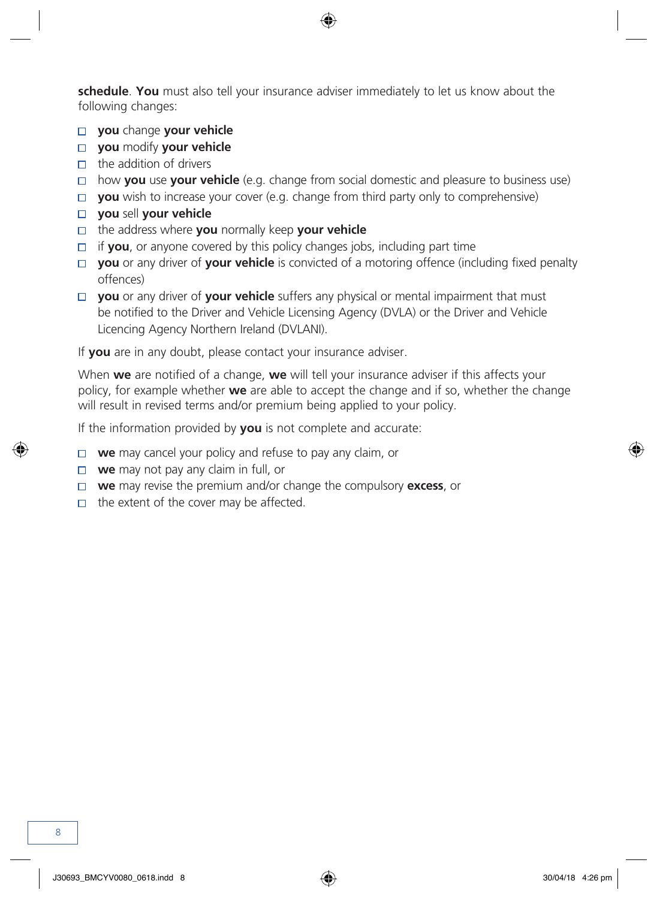**schedule**. **You** must also tell your insurance adviser immediately to let us know about the following changes:

- **you** change **your vehicle**
- **you** modify **your vehicle**
- the addition of drivers
- how **you** use **your vehicle** (e.g. change from social domestic and pleasure to business use)
- **you** wish to increase your cover (e.g. change from third party only to comprehensive)
- **you** sell **your vehicle**
- the address where **you** normally keep **your vehicle**
- if **you**, or anyone covered by this policy changes jobs, including part time
- **you** or any driver of **your vehicle** is convicted of a motoring offence (including fixed penalty offences)
- **you** or any driver of **your vehicle** suffers any physical or mental impairment that must be notified to the Driver and Vehicle Licensing Agency (DVLA) or the Driver and Vehicle Licencing Agency Northern Ireland (DVLANI).

If **you** are in any doubt, please contact your insurance adviser.

When **we** are notified of a change, **we** will tell your insurance adviser if this affects your policy, for example whether **we** are able to accept the change and if so, whether the change will result in revised terms and/or premium being applied to your policy.

If the information provided by **you** is not complete and accurate:

- **we** may cancel your policy and refuse to pay any claim, or
- **we** may not pay any claim in full, or
- **we** may revise the premium and/or change the compulsory **excess**, or
- the extent of the cover may be affected.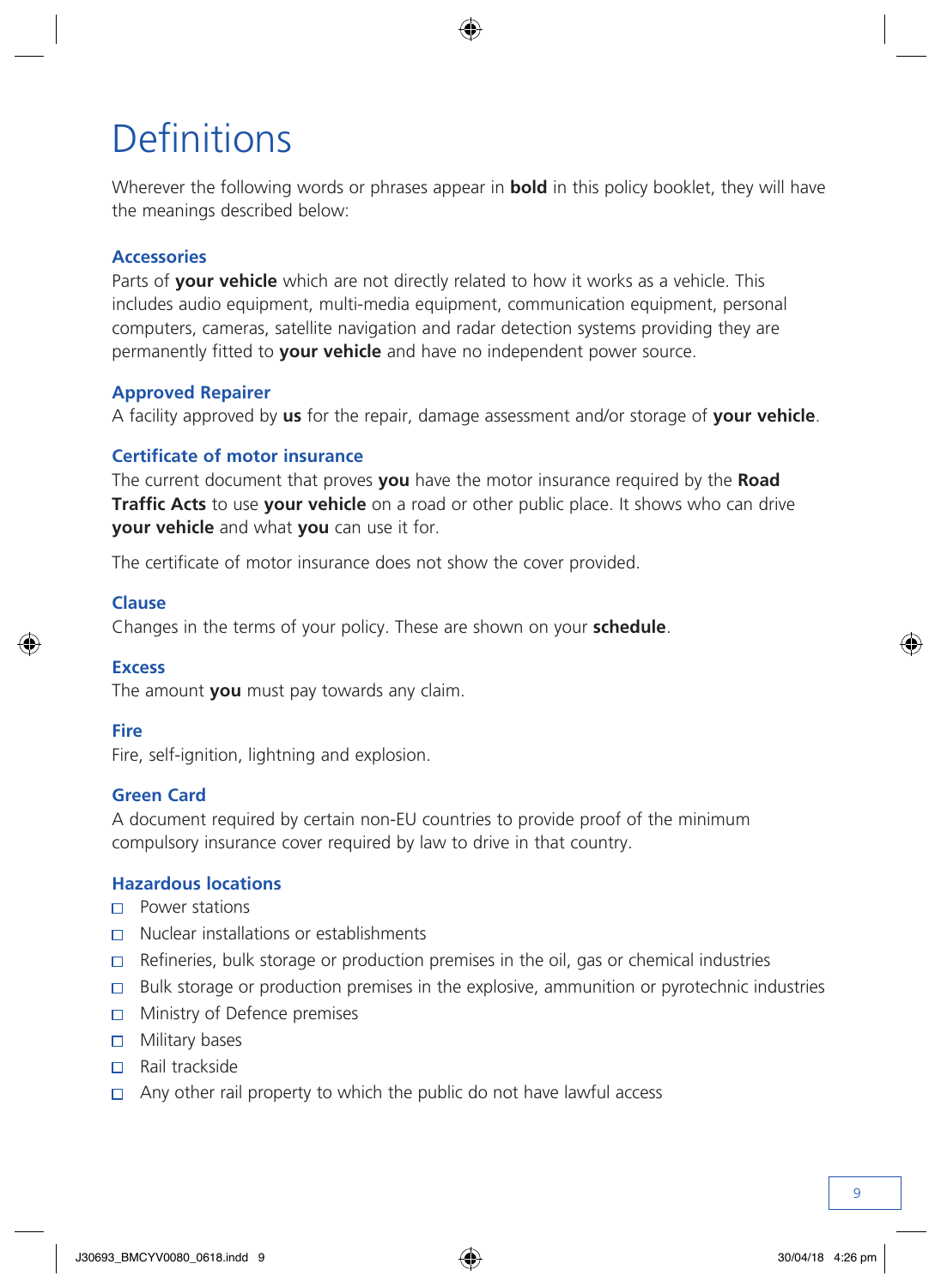# Definitions

Wherever the following words or phrases appear in **bold** in this policy booklet, they will have the meanings described below:

### Accessories

Parts of **your vehicle** which are not directly related to how it works as a vehicle. This includes audio equipment, multi-media equipment, communication equipment, personal computers, cameras, satellite navigation and radar detection systems providing they are permanently fitted to **your vehicle** and have no independent power source.

### Approved Repairer

A facility approved by **us** for the repair, damage assessment and/or storage of **your vehicle**.

### Certificate of motor insurance

The current document that proves **you** have the motor insurance required by the **Road Traffic Acts** to use **your vehicle** on a road or other public place. It shows who can drive **your vehicle** and what **you** can use it for.

The certificate of motor insurance does not show the cover provided.

### Clause

Changes in the terms of your policy. These are shown on your **schedule**.

### Excess

The amount **you** must pay towards any claim.

### Fire

Fire, self-ignition, lightning and explosion.

### Green Card

A document required by certain non-EU countries to provide proof of the minimum compulsory insurance cover required by law to drive in that country.

### Hazardous locations

- Power stations
- Nuclear installations or establishments
- Refineries, bulk storage or production premises in the oil, gas or chemical industries
- Bulk storage or production premises in the explosive, ammunition or pyrotechnic industries
- Ministry of Defence premises
- Military bases
- Rail trackside
- Any other rail property to which the public do not have lawful access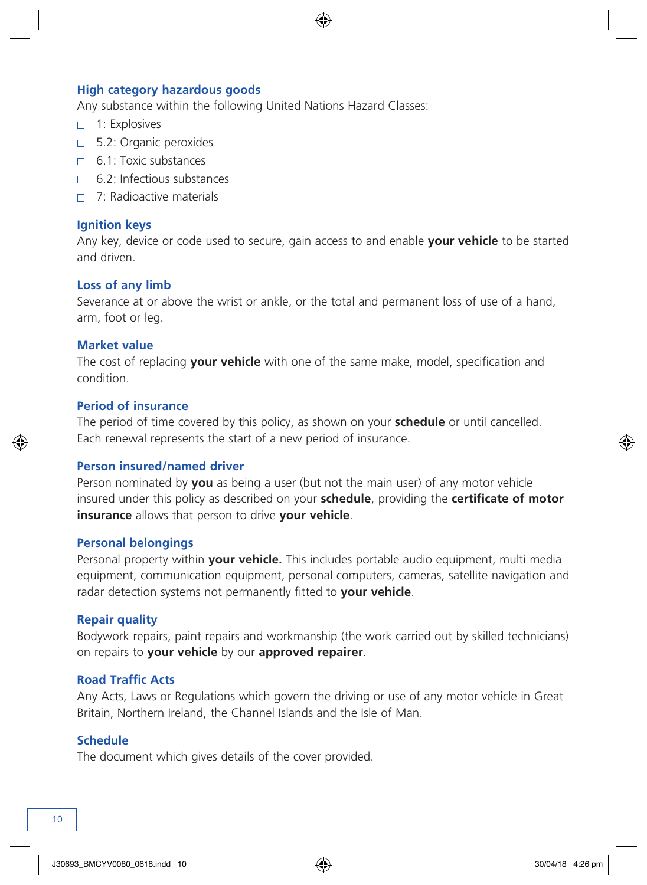### High category hazardous goods

Any substance within the following United Nations Hazard Classes:

- 1: Explosives
- 5.2: Organic peroxides
- 6.1: Toxic substances
- 6.2: Infectious substances
- 7: Radioactive materials

### Ignition keys

Any key, device or code used to secure, gain access to and enable **your vehicle** to be started and driven.

### Loss of any limb

Severance at or above the wrist or ankle, or the total and permanent loss of use of a hand, arm, foot or leg.

### Market value

The cost of replacing **your vehicle** with one of the same make, model, specification and condition.

### Period of insurance

The period of time covered by this policy, as shown on your **schedule** or until cancelled. Each renewal represents the start of a new period of insurance.

### Person insured/named driver

Person nominated by **you** as being a user (but not the main user) of any motor vehicle insured under this policy as described on your **schedule**, providing the **certificate of motor insurance** allows that person to drive **your vehicle**.

### Personal belongings

Personal property within **your vehicle.** This includes portable audio equipment, multi media equipment, communication equipment, personal computers, cameras, satellite navigation and radar detection systems not permanently fitted to **your vehicle**.

### Repair quality

Bodywork repairs, paint repairs and workmanship (the work carried out by skilled technicians) on repairs to **your vehicle** by our **approved repairer**.

### Road Traffic Acts

Any Acts, Laws or Regulations which govern the driving or use of any motor vehicle in Great Britain, Northern Ireland, the Channel Islands and the Isle of Man.

### Schedule

The document which gives details of the cover provided.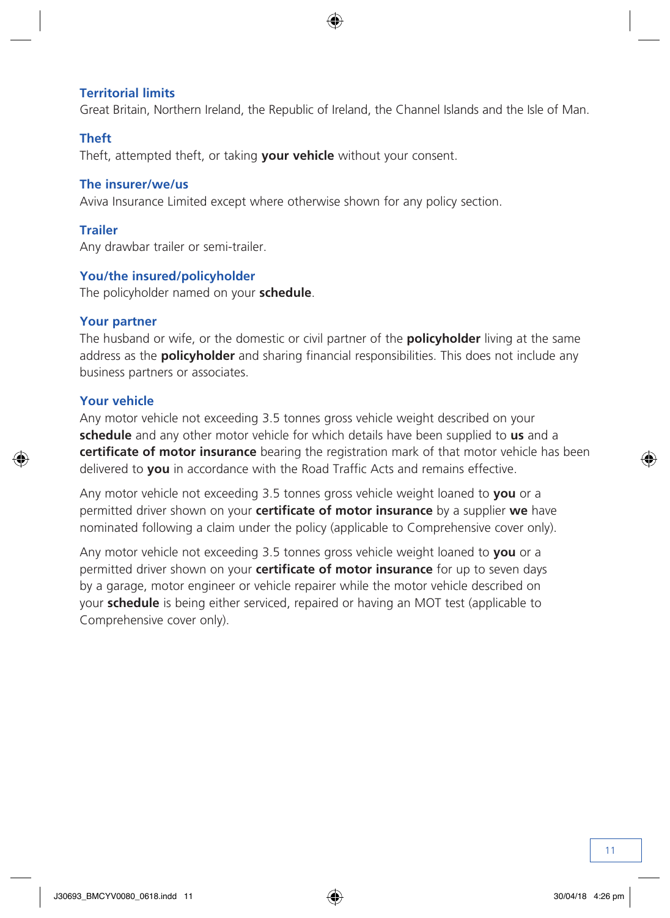### Territorial limits

Great Britain, Northern Ireland, the Republic of Ireland, the Channel Islands and the Isle of Man.

### Theft

Theft, attempted theft, or taking **your vehicle** without your consent.

### The insurer/we/us

Aviva Insurance Limited except where otherwise shown for any policy section.

### Trailer

Any drawbar trailer or semi-trailer.

### You/the insured/policyholder

The policyholder named on your **schedule**.

### Your partner

The husband or wife, or the domestic or civil partner of the **policyholder** living at the same address as the **policyholder** and sharing financial responsibilities. This does not include any business partners or associates.

### Your vehicle

Any motor vehicle not exceeding 3.5 tonnes gross vehicle weight described on your **schedule** and any other motor vehicle for which details have been supplied to **us** and a **certificate of motor insurance** bearing the registration mark of that motor vehicle has been delivered to **you** in accordance with the Road Traffic Acts and remains effective.

Any motor vehicle not exceeding 3.5 tonnes gross vehicle weight loaned to **you** or a permitted driver shown on your **certificate of motor insurance** by a supplier **we** have nominated following a claim under the policy (applicable to Comprehensive cover only).

Any motor vehicle not exceeding 3.5 tonnes gross vehicle weight loaned to **you** or a permitted driver shown on your **certificate of motor insurance** for up to seven days by a garage, motor engineer or vehicle repairer while the motor vehicle described on your **schedule** is being either serviced, repaired or having an MOT test (applicable to Comprehensive cover only).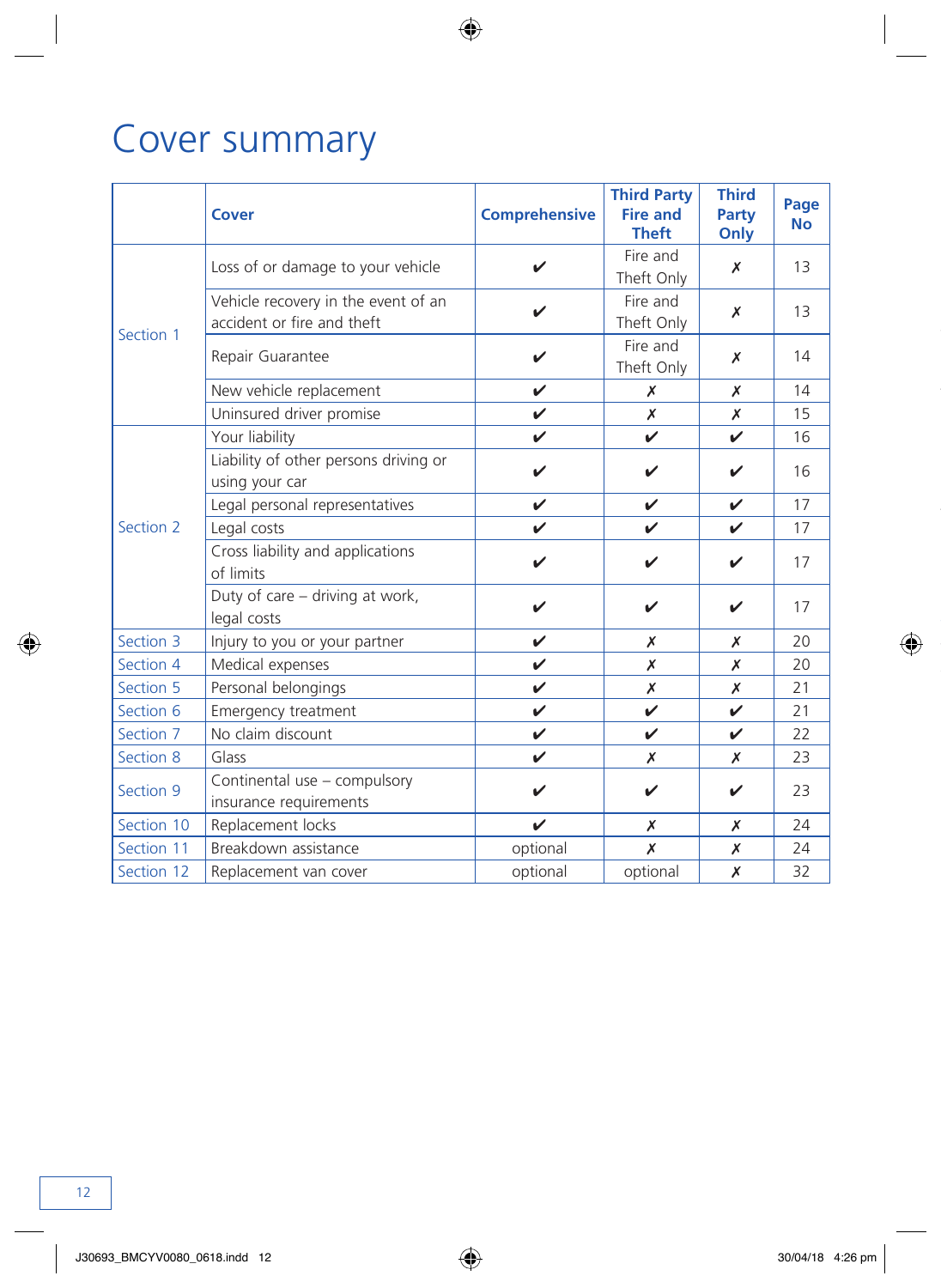# Cover summary

| | Cover | Comprehensive | Third Party Fire and Theft | Third Party Only | Page No |
|---|---|---|---|---|---|
| Section 1 | Loss of or damage to your vehicle | ✔ | Fire and Theft Only | ✗ | 13 |
| | Vehicle recovery in the event of an accident or fire and theft | ✔ | Fire and Theft Only | ✗ | 13 |
| | Repair Guarantee | ✔ | Fire and Theft Only | ✗ | 14 |
| | New vehicle replacement | ✔ | ✗ | ✗ | 14 |
| | Uninsured driver promise | ✔ | ✗ | ✗ | 15 |
| Section 2 | Your liability | ✔ | ✔ | ✔ | 16 |
| | Liability of other persons driving or using your car | ✔ | ✔ | ✔ | 16 |
| | Legal personal representatives | ✔ | ✔ | ✔ | 17 |
| | Legal costs | ✔ | ✔ | ✔ | 17 |
| | Cross liability and applications of limits | ✔ | ✔ | ✔ | 17 |
| | Duty of care – driving at work, legal costs | ✔ | ✔ | ✔ | 17 |
| Section 3 | Injury to you or your partner | ✔ | ✗ | ✗ | 20 |
| Section 4 | Medical expenses | ✔ | ✗ | ✗ | 20 |
| Section 5 | Personal belongings | ✔ | ✗ | ✗ | 21 |
| Section 6 | Emergency treatment | ✔ | ✔ | ✔ | 21 |
| Section 7 | No claim discount | ✔ | ✔ | ✔ | 22 |
| Section 8 | Glass | ✔ | ✗ | ✗ | 23 |
| Section 9 | Continental use – compulsory insurance requirements | ✔ | ✔ | ✔ | 23 |
| Section 10 | Replacement locks | ✔ | ✗ | ✗ | 24 |
| Section 11 | Breakdown assistance | optional | ✗ | ✗ | 24 |
| Section 12 | Replacement van cover | optional | optional | ✗ | 32 |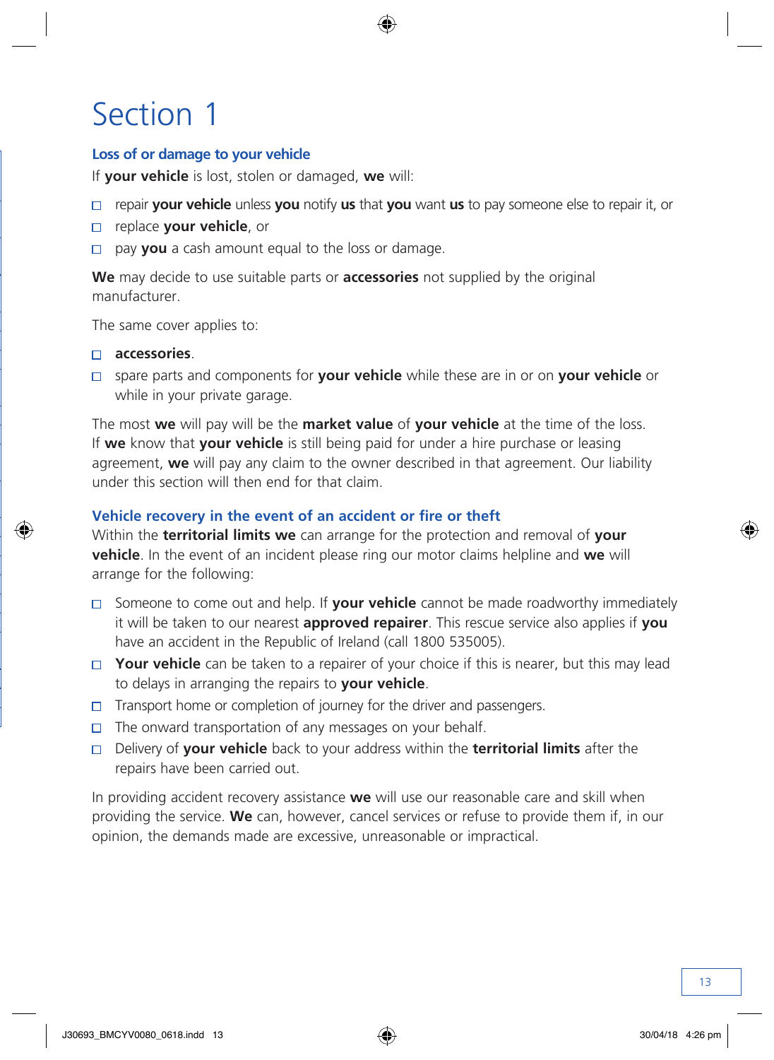# Section 1

## Loss of or damage to your vehicle

If **your vehicle** is lost, stolen or damaged, **we** will:

- repair **your vehicle** unless **you** notify **us** that **you** want **us** to pay someone else to repair it, or
- replace **your vehicle**, or
- pay **you** a cash amount equal to the loss or damage.

**We** may decide to use suitable parts or **accessories** not supplied by the original manufacturer.

The same cover applies to:

- **accessories**.
- spare parts and components for **your vehicle** while these are in or on **your vehicle** or while in your private garage.

The most **we** will pay will be the **market value** of **your vehicle** at the time of the loss. If **we** know that **your vehicle** is still being paid for under a hire purchase or leasing agreement, **we** will pay any claim to the owner described in that agreement. Our liability under this section will then end for that claim.

## Vehicle recovery in the event of an accident or fire or theft

Within the **territorial limits we** can arrange for the protection and removal of **your vehicle**. In the event of an incident please ring our motor claims helpline and **we** will arrange for the following:

- Someone to come out and help. If **your vehicle** cannot be made roadworthy immediately it will be taken to our nearest **approved repairer**. This rescue service also applies if **you** have an accident in the Republic of Ireland (call 1800 535005).
- **Your vehicle** can be taken to a repairer of your choice if this is nearer, but this may lead to delays in arranging the repairs to **your vehicle**.
- Transport home or completion of journey for the driver and passengers.
- The onward transportation of any messages on your behalf.
- Delivery of **your vehicle** back to your address within the **territorial limits** after the repairs have been carried out.

In providing accident recovery assistance **we** will use our reasonable care and skill when providing the service. **We** can, however, cancel services or refuse to provide them if, in our opinion, the demands made are excessive, unreasonable or impractical.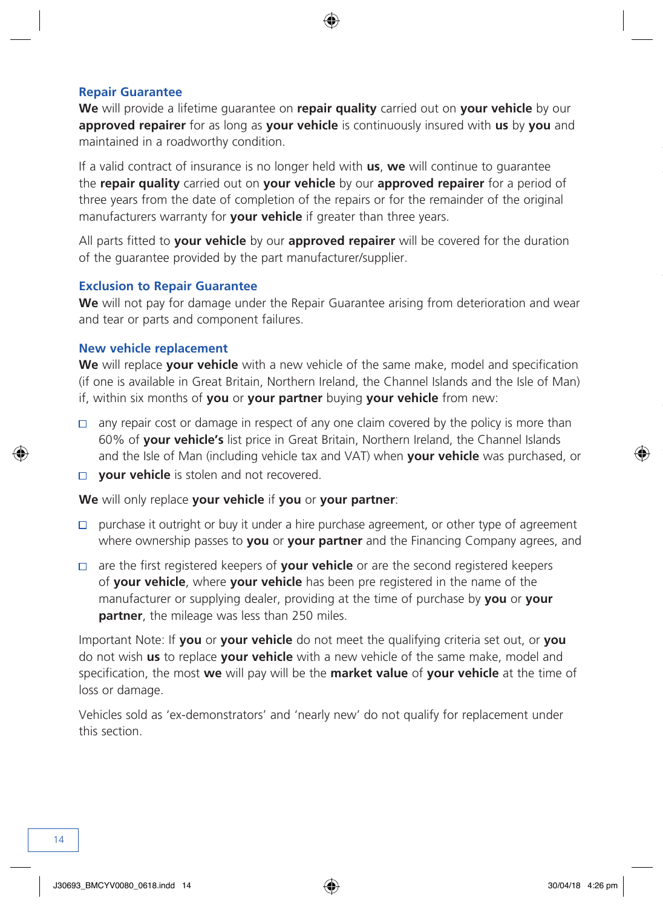### Repair Guarantee

**We** will provide a lifetime guarantee on **repair quality** carried out on **your vehicle** by our **approved repairer** for as long as **your vehicle** is continuously insured with **us** by **you** and maintained in a roadworthy condition.

If a valid contract of insurance is no longer held with **us**, **we** will continue to guarantee the **repair quality** carried out on **your vehicle** by our **approved repairer** for a period of three years from the date of completion of the repairs or for the remainder of the original manufacturers warranty for **your vehicle** if greater than three years.

All parts fitted to **your vehicle** by our **approved repairer** will be covered for the duration of the guarantee provided by the part manufacturer/supplier.

### Exclusion to Repair Guarantee

**We** will not pay for damage under the Repair Guarantee arising from deterioration and wear and tear or parts and component failures.

### New vehicle replacement

**We** will replace **your vehicle** with a new vehicle of the same make, model and specification (if one is available in Great Britain, Northern Ireland, the Channel Islands and the Isle of Man) if, within six months of **you** or **your partner** buying **your vehicle** from new:

- any repair cost or damage in respect of any one claim covered by the policy is more than 60% of **your vehicle's** list price in Great Britain, Northern Ireland, the Channel Islands and the Isle of Man (including vehicle tax and VAT) when **your vehicle** was purchased, or
- **your vehicle** is stolen and not recovered.

**We** will only replace **your vehicle** if **you** or **your partner**:

- purchase it outright or buy it under a hire purchase agreement, or other type of agreement where ownership passes to **you** or **your partner** and the Financing Company agrees, and
- are the first registered keepers of **your vehicle** or are the second registered keepers of **your vehicle**, where **your vehicle** has been pre registered in the name of the manufacturer or supplying dealer, providing at the time of purchase by **you** or **your partner**, the mileage was less than 250 miles.

Important Note: If **you** or **your vehicle** do not meet the qualifying criteria set out, or **you** do not wish **us** to replace **your vehicle** with a new vehicle of the same make, model and specification, the most **we** will pay will be the **market value** of **your vehicle** at the time of loss or damage.

Vehicles sold as 'ex-demonstrators' and 'nearly new' do not qualify for replacement under this section.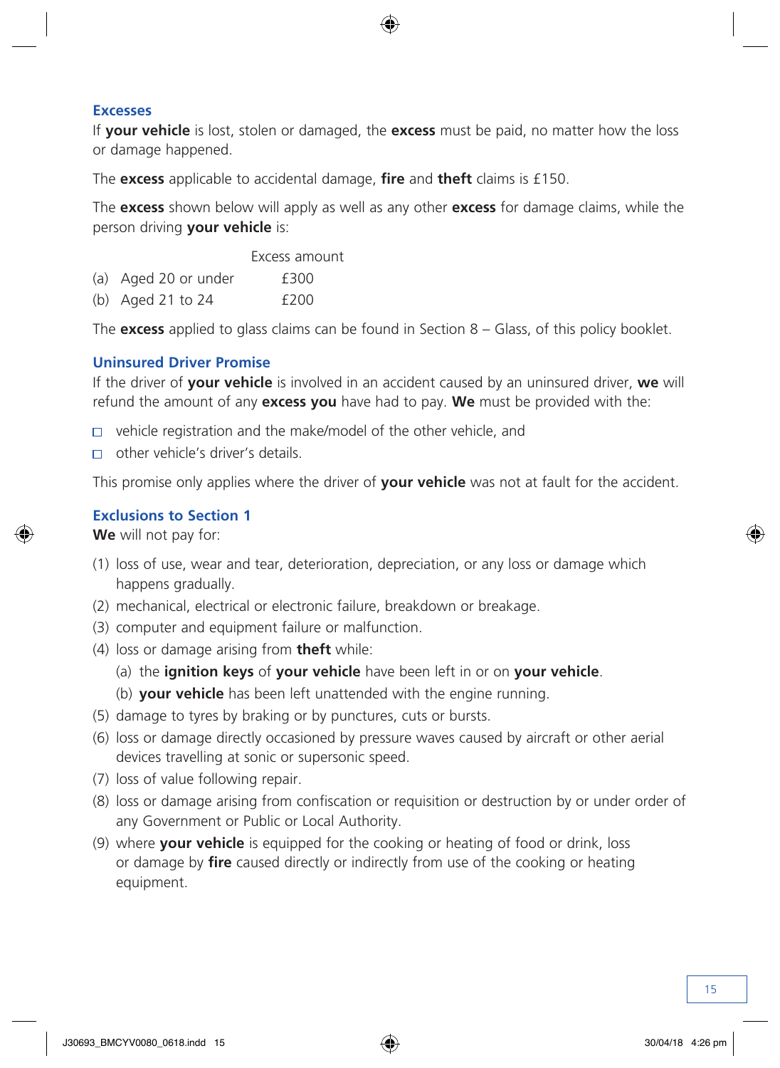### Excesses

If **your vehicle** is lost, stolen or damaged, the **excess** must be paid, no matter how the loss or damage happened.

The **excess** applicable to accidental damage, **fire** and **theft** claims is £150.

The **excess** shown below will apply as well as any other **excess** for damage claims, while the person driving **your vehicle** is:

| | Excess amount |
|---|---|
| (a) Aged 20 or under | £300 |
| (b) Aged 21 to 24 | £200 |

The **excess** applied to glass claims can be found in Section 8 – Glass, of this policy booklet.

### Uninsured Driver Promise

If the driver of **your vehicle** is involved in an accident caused by an uninsured driver, **we** will refund the amount of any **excess you** have had to pay. **We** must be provided with the:

- vehicle registration and the make/model of the other vehicle, and
- other vehicle's driver's details.

This promise only applies where the driver of **your vehicle** was not at fault for the accident.

### Exclusions to Section 1

**We** will not pay for:

(1) loss of use, wear and tear, deterioration, depreciation, or any loss or damage which happens gradually.

(2) mechanical, electrical or electronic failure, breakdown or breakage.

(3) computer and equipment failure or malfunction.

(4) loss or damage arising from **theft** while:

  (a) the **ignition keys** of **your vehicle** have been left in or on **your vehicle**.

  (b) **your vehicle** has been left unattended with the engine running.

(5) damage to tyres by braking or by punctures, cuts or bursts.

(6) loss or damage directly occasioned by pressure waves caused by aircraft or other aerial devices travelling at sonic or supersonic speed.

(7) loss of value following repair.

(8) loss or damage arising from confiscation or requisition or destruction by or under order of any Government or Public or Local Authority.

(9) where **your vehicle** is equipped for the cooking or heating of food or drink, loss or damage by **fire** caused directly or indirectly from use of the cooking or heating equipment.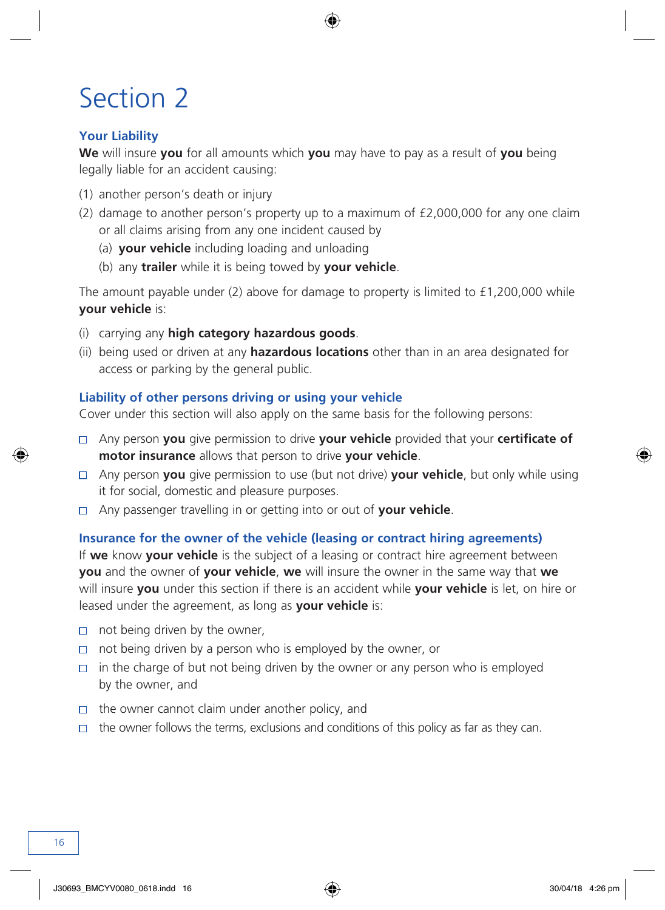# Section 2

### Your Liability

**We** will insure **you** for all amounts which **you** may have to pay as a result of **you** being legally liable for an accident causing:

(1) another person's death or injury

(2) damage to another person's property up to a maximum of £2,000,000 for any one claim or all claims arising from any one incident caused by

  (a) **your vehicle** including loading and unloading

  (b) any **trailer** while it is being towed by **your vehicle**.

The amount payable under (2) above for damage to property is limited to £1,200,000 while **your vehicle** is:

(i) carrying any **high category hazardous goods**.

(ii) being used or driven at any **hazardous locations** other than in an area designated for access or parking by the general public.

### Liability of other persons driving or using your vehicle

Cover under this section will also apply on the same basis for the following persons:

- Any person **you** give permission to drive **your vehicle** provided that your **certificate of motor insurance** allows that person to drive **your vehicle**.
- Any person **you** give permission to use (but not drive) **your vehicle**, but only while using it for social, domestic and pleasure purposes.
- Any passenger travelling in or getting into or out of **your vehicle**.

### Insurance for the owner of the vehicle (leasing or contract hiring agreements)

If **we** know **your vehicle** is the subject of a leasing or contract hire agreement between **you** and the owner of **your vehicle**, **we** will insure the owner in the same way that **we** will insure **you** under this section if there is an accident while **your vehicle** is let, on hire or leased under the agreement, as long as **your vehicle** is:

- not being driven by the owner,
- not being driven by a person who is employed by the owner, or
- in the charge of but not being driven by the owner or any person who is employed by the owner, and
- the owner cannot claim under another policy, and
- the owner follows the terms, exclusions and conditions of this policy as far as they can.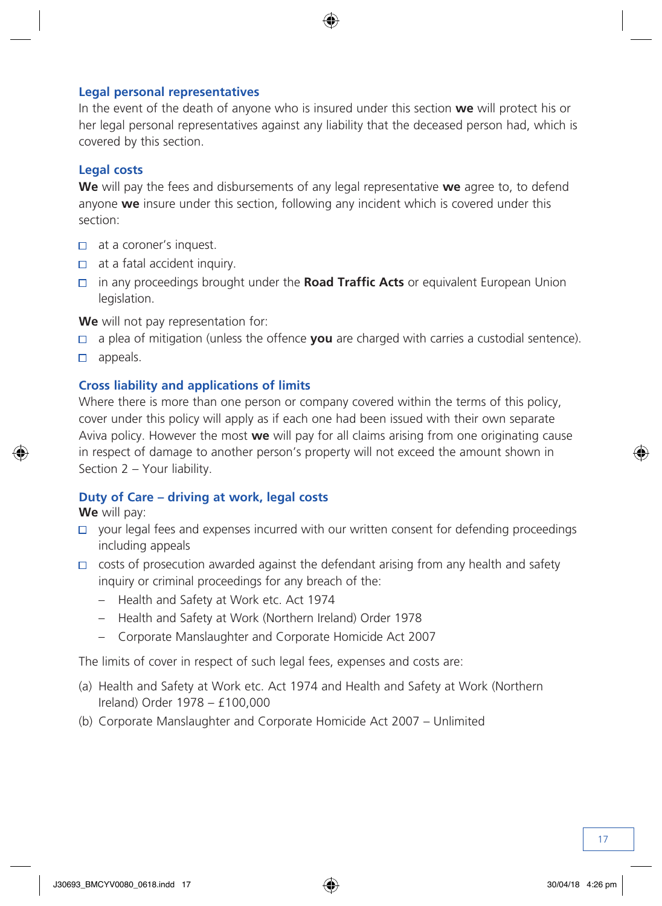### Legal personal representatives

In the event of the death of anyone who is insured under this section **we** will protect his or her legal personal representatives against any liability that the deceased person had, which is covered by this section.

### Legal costs

**We** will pay the fees and disbursements of any legal representative **we** agree to, to defend anyone **we** insure under this section, following any incident which is covered under this section:

- at a coroner's inquest.
- at a fatal accident inquiry.
- in any proceedings brought under the **Road Traffic Acts** or equivalent European Union legislation.

**We** will not pay representation for:

- a plea of mitigation (unless the offence **you** are charged with carries a custodial sentence).
- appeals.

### Cross liability and applications of limits

Where there is more than one person or company covered within the terms of this policy, cover under this policy will apply as if each one had been issued with their own separate Aviva policy. However the most **we** will pay for all claims arising from one originating cause in respect of damage to another person's property will not exceed the amount shown in Section 2 – Your liability.

### Duty of Care – driving at work, legal costs

**We** will pay:

- your legal fees and expenses incurred with our written consent for defending proceedings including appeals
- costs of prosecution awarded against the defendant arising from any health and safety inquiry or criminal proceedings for any breach of the:
  - Health and Safety at Work etc. Act 1974
  - Health and Safety at Work (Northern Ireland) Order 1978
  - Corporate Manslaughter and Corporate Homicide Act 2007

The limits of cover in respect of such legal fees, expenses and costs are:

(a) Health and Safety at Work etc. Act 1974 and Health and Safety at Work (Northern Ireland) Order 1978 – £100,000

(b) Corporate Manslaughter and Corporate Homicide Act 2007 – Unlimited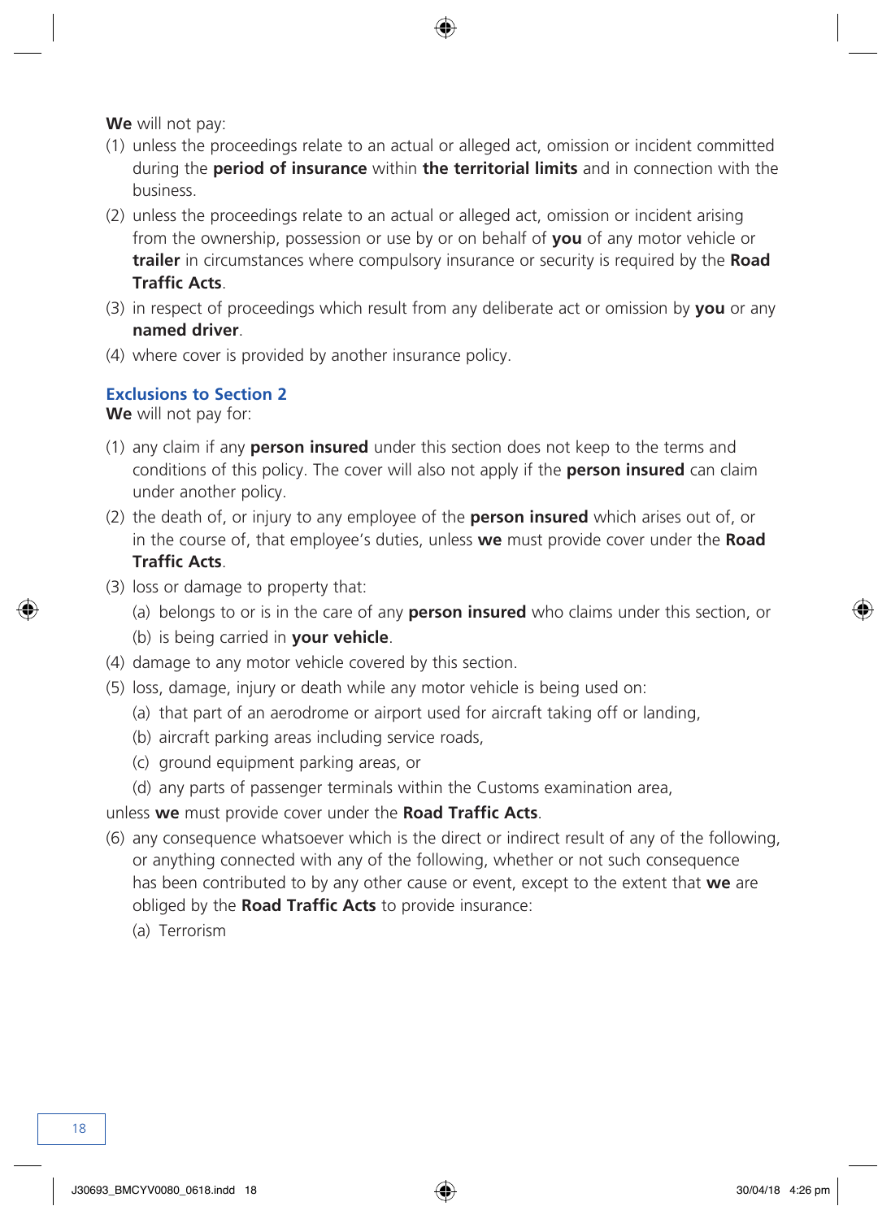**We** will not pay:

(1) unless the proceedings relate to an actual or alleged act, omission or incident committed during the **period of insurance** within **the territorial limits** and in connection with the business.

(2) unless the proceedings relate to an actual or alleged act, omission or incident arising from the ownership, possession or use by or on behalf of **you** of any motor vehicle or **trailer** in circumstances where compulsory insurance or security is required by the **Road Traffic Acts**.

(3) in respect of proceedings which result from any deliberate act or omission by **you** or any **named driver**.

(4) where cover is provided by another insurance policy.

### Exclusions to Section 2

**We** will not pay for:

(1) any claim if any **person insured** under this section does not keep to the terms and conditions of this policy. The cover will also not apply if the **person insured** can claim under another policy.

(2) the death of, or injury to any employee of the **person insured** which arises out of, or in the course of, that employee's duties, unless **we** must provide cover under the **Road Traffic Acts**.

(3) loss or damage to property that:

   (a) belongs to or is in the care of any **person insured** who claims under this section, or

   (b) is being carried in **your vehicle**.

(4) damage to any motor vehicle covered by this section.

(5) loss, damage, injury or death while any motor vehicle is being used on:

   (a) that part of an aerodrome or airport used for aircraft taking off or landing,

   (b) aircraft parking areas including service roads,

   (c) ground equipment parking areas, or

   (d) any parts of passenger terminals within the Customs examination area,

unless **we** must provide cover under the **Road Traffic Acts**.

(6) any consequence whatsoever which is the direct or indirect result of any of the following, or anything connected with any of the following, whether or not such consequence has been contributed to by any other cause or event, except to the extent that **we** are obliged by the **Road Traffic Acts** to provide insurance:

   (a) Terrorism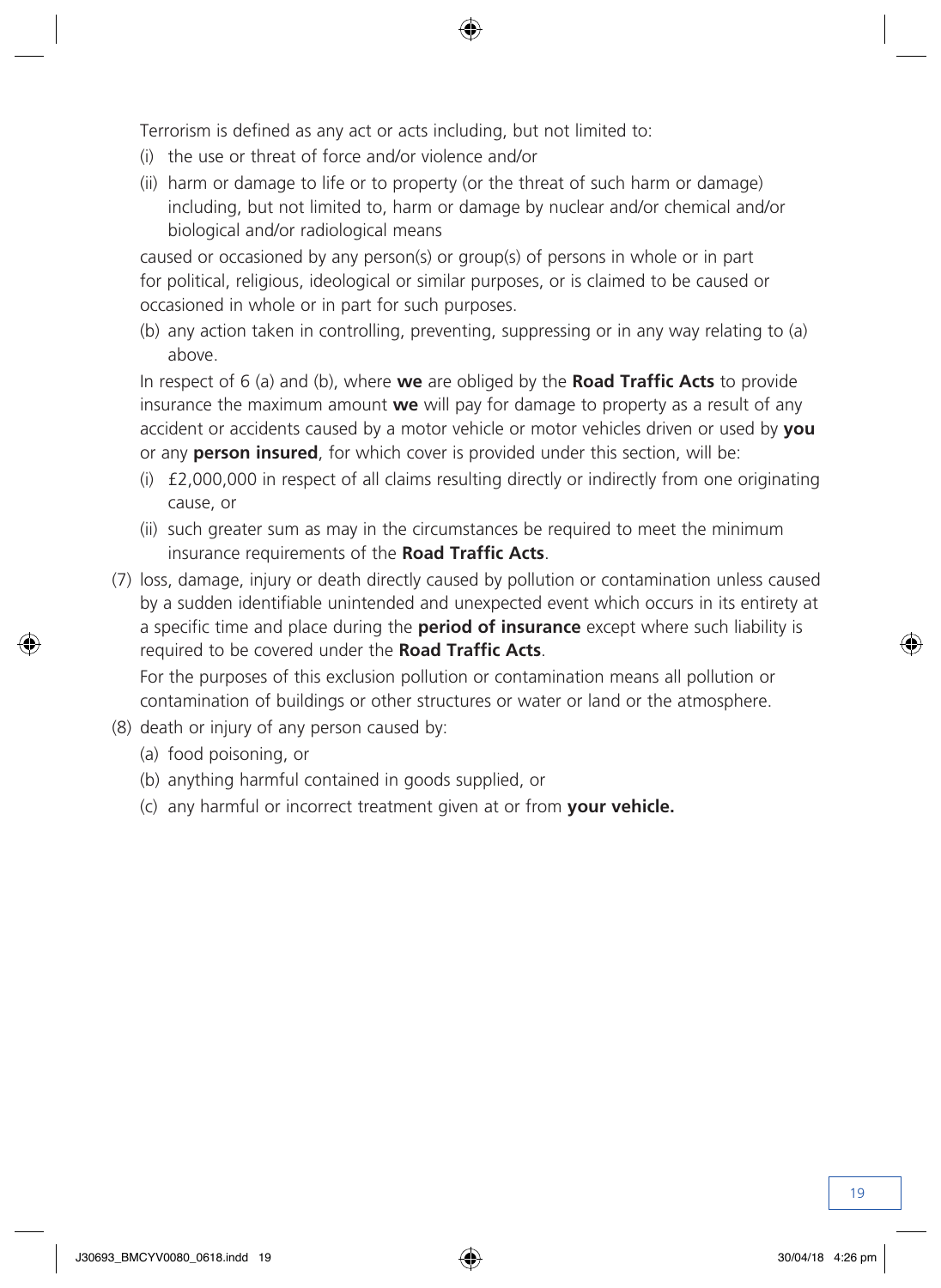Terrorism is defined as any act or acts including, but not limited to:

(i) the use or threat of force and/or violence and/or

(ii) harm or damage to life or to property (or the threat of such harm or damage) including, but not limited to, harm or damage by nuclear and/or chemical and/or biological and/or radiological means

caused or occasioned by any person(s) or group(s) of persons in whole or in part for political, religious, ideological or similar purposes, or is claimed to be caused or occasioned in whole or in part for such purposes.

(b) any action taken in controlling, preventing, suppressing or in any way relating to (a) above.

In respect of 6 (a) and (b), where **we** are obliged by the **Road Traffic Acts** to provide insurance the maximum amount **we** will pay for damage to property as a result of any accident or accidents caused by a motor vehicle or motor vehicles driven or used by **you** or any **person insured**, for which cover is provided under this section, will be:

(i) £2,000,000 in respect of all claims resulting directly or indirectly from one originating cause, or

(ii) such greater sum as may in the circumstances be required to meet the minimum insurance requirements of the **Road Traffic Acts**.

(7) loss, damage, injury or death directly caused by pollution or contamination unless caused by a sudden identifiable unintended and unexpected event which occurs in its entirety at a specific time and place during the **period of insurance** except where such liability is required to be covered under the **Road Traffic Acts**.

For the purposes of this exclusion pollution or contamination means all pollution or contamination of buildings or other structures or water or land or the atmosphere.

(8) death or injury of any person caused by:

(a) food poisoning, or

(b) anything harmful contained in goods supplied, or

(c) any harmful or incorrect treatment given at or from **your vehicle.**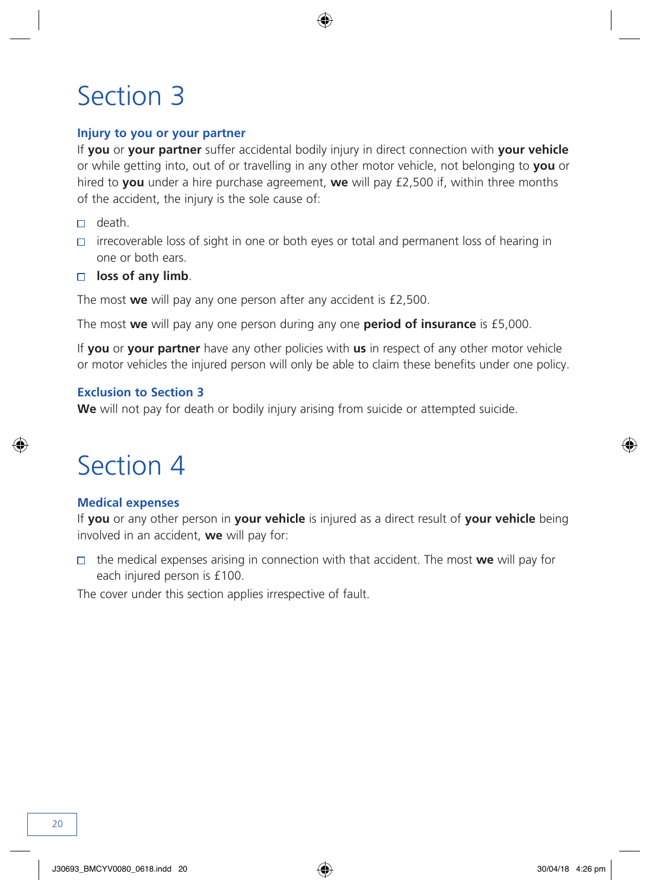# Section 3

### Injury to you or your partner

If **you** or **your partner** suffer accidental bodily injury in direct connection with **your vehicle** or while getting into, out of or travelling in any other motor vehicle, not belonging to **you** or hired to **you** under a hire purchase agreement, **we** will pay £2,500 if, within three months of the accident, the injury is the sole cause of:

- death.
- irrecoverable loss of sight in one or both eyes or total and permanent loss of hearing in one or both ears.
- **loss of any limb**.

The most **we** will pay any one person after any accident is £2,500.

The most **we** will pay any one person during any one **period of insurance** is £5,000.

If **you** or **your partner** have any other policies with **us** in respect of any other motor vehicle or motor vehicles the injured person will only be able to claim these benefits under one policy.

### Exclusion to Section 3

**We** will not pay for death or bodily injury arising from suicide or attempted suicide.

# Section 4

### Medical expenses

If **you** or any other person in **your vehicle** is injured as a direct result of **your vehicle** being involved in an accident, **we** will pay for:

- the medical expenses arising in connection with that accident. The most **we** will pay for each injured person is £100.

The cover under this section applies irrespective of fault.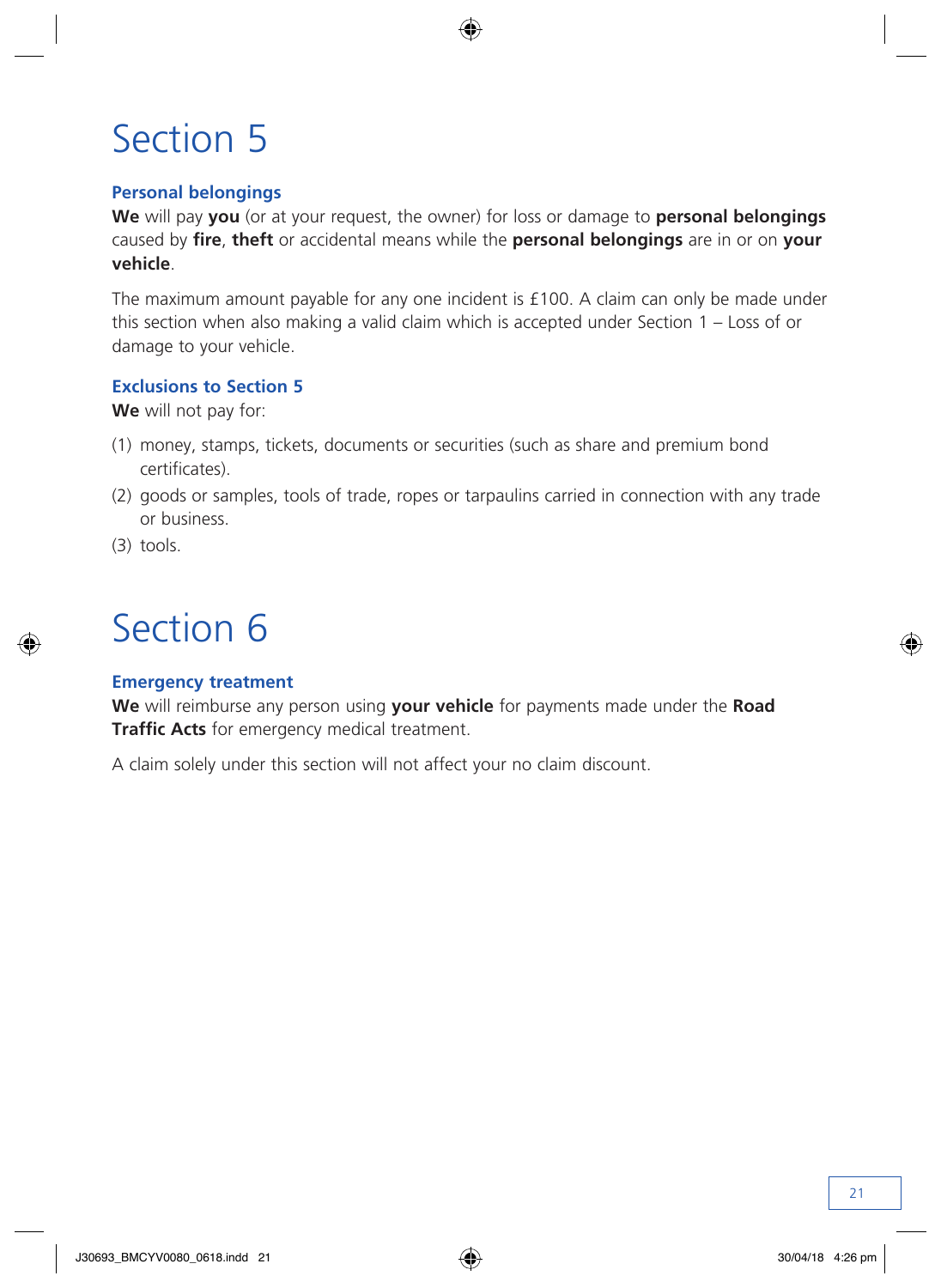# Section 5

### Personal belongings

**We** will pay **you** (or at your request, the owner) for loss or damage to **personal belongings** caused by **fire**, **theft** or accidental means while the **personal belongings** are in or on **your vehicle**.

The maximum amount payable for any one incident is £100. A claim can only be made under this section when also making a valid claim which is accepted under Section 1 – Loss of or damage to your vehicle.

### Exclusions to Section 5

**We** will not pay for:

(1) money, stamps, tickets, documents or securities (such as share and premium bond certificates).

(2) goods or samples, tools of trade, ropes or tarpaulins carried in connection with any trade or business.

(3) tools.

# Section 6

### Emergency treatment

**We** will reimburse any person using **your vehicle** for payments made under the **Road Traffic Acts** for emergency medical treatment.

A claim solely under this section will not affect your no claim discount.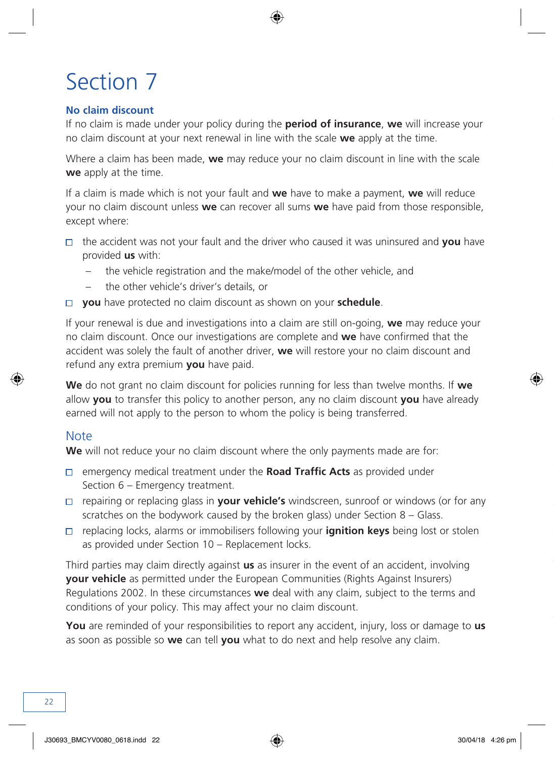# Section 7

### No claim discount

If no claim is made under your policy during the **period of insurance**, **we** will increase your no claim discount at your next renewal in line with the scale **we** apply at the time.

Where a claim has been made, **we** may reduce your no claim discount in line with the scale **we** apply at the time.

If a claim is made which is not your fault and **we** have to make a payment, **we** will reduce your no claim discount unless **we** can recover all sums **we** have paid from those responsible, except where:

- the accident was not your fault and the driver who caused it was uninsured and **you** have provided **us** with:
  - the vehicle registration and the make/model of the other vehicle, and
  - the other vehicle's driver's details, or
- **you** have protected no claim discount as shown on your **schedule**.

If your renewal is due and investigations into a claim are still on-going, **we** may reduce your no claim discount. Once our investigations are complete and **we** have confirmed that the accident was solely the fault of another driver, **we** will restore your no claim discount and refund any extra premium **you** have paid.

**We** do not grant no claim discount for policies running for less than twelve months. If **we** allow **you** to transfer this policy to another person, any no claim discount **you** have already earned will not apply to the person to whom the policy is being transferred.

## Note

**We** will not reduce your no claim discount where the only payments made are for:

- emergency medical treatment under the **Road Traffic Acts** as provided under Section 6 – Emergency treatment.
- repairing or replacing glass in **your vehicle's** windscreen, sunroof or windows (or for any scratches on the bodywork caused by the broken glass) under Section 8 – Glass.
- replacing locks, alarms or immobilisers following your **ignition keys** being lost or stolen as provided under Section 10 – Replacement locks.

Third parties may claim directly against **us** as insurer in the event of an accident, involving **your vehicle** as permitted under the European Communities (Rights Against Insurers) Regulations 2002. In these circumstances **we** deal with any claim, subject to the terms and conditions of your policy. This may affect your no claim discount.

**You** are reminded of your responsibilities to report any accident, injury, loss or damage to **us** as soon as possible so **we** can tell **you** what to do next and help resolve any claim.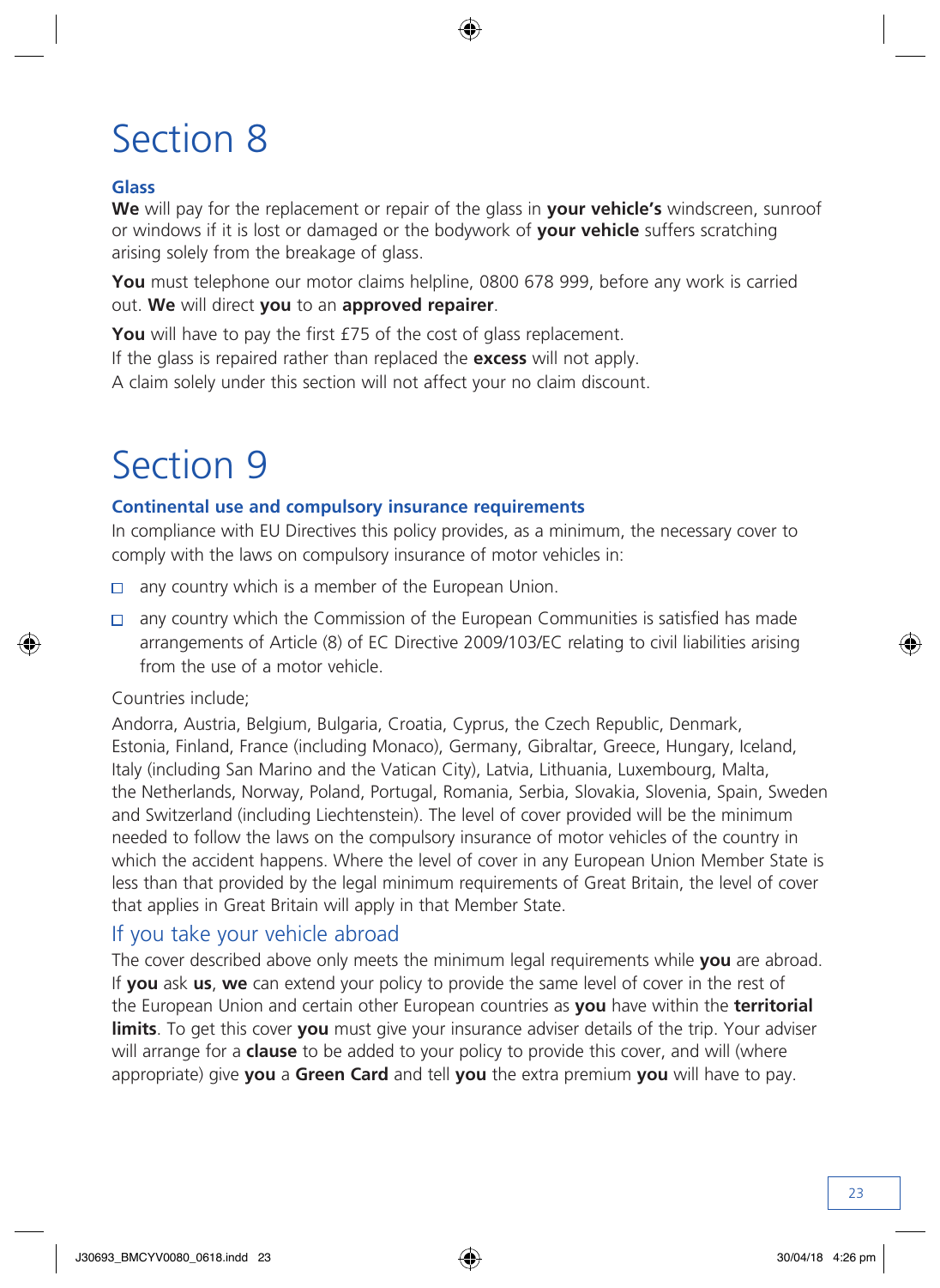# Section 8

### Glass

**We** will pay for the replacement or repair of the glass in **your vehicle's** windscreen, sunroof or windows if it is lost or damaged or the bodywork of **your vehicle** suffers scratching arising solely from the breakage of glass.

**You** must telephone our motor claims helpline, 0800 678 999, before any work is carried out. **We** will direct **you** to an **approved repairer**.

**You** will have to pay the first £75 of the cost of glass replacement.
If the glass is repaired rather than replaced the **excess** will not apply.
A claim solely under this section will not affect your no claim discount.

# Section 9

### Continental use and compulsory insurance requirements

In compliance with EU Directives this policy provides, as a minimum, the necessary cover to comply with the laws on compulsory insurance of motor vehicles in:

- any country which is a member of the European Union.
- any country which the Commission of the European Communities is satisfied has made arrangements of Article (8) of EC Directive 2009/103/EC relating to civil liabilities arising from the use of a motor vehicle.

Countries include;

Andorra, Austria, Belgium, Bulgaria, Croatia, Cyprus, the Czech Republic, Denmark, Estonia, Finland, France (including Monaco), Germany, Gibraltar, Greece, Hungary, Iceland, Italy (including San Marino and the Vatican City), Latvia, Lithuania, Luxembourg, Malta, the Netherlands, Norway, Poland, Portugal, Romania, Serbia, Slovakia, Slovenia, Spain, Sweden and Switzerland (including Liechtenstein). The level of cover provided will be the minimum needed to follow the laws on the compulsory insurance of motor vehicles of the country in which the accident happens. Where the level of cover in any European Union Member State is less than that provided by the legal minimum requirements of Great Britain, the level of cover that applies in Great Britain will apply in that Member State.

## If you take your vehicle abroad

The cover described above only meets the minimum legal requirements while **you** are abroad. If **you** ask **us**, **we** can extend your policy to provide the same level of cover in the rest of the European Union and certain other European countries as **you** have within the **territorial limits**. To get this cover **you** must give your insurance adviser details of the trip. Your adviser will arrange for a **clause** to be added to your policy to provide this cover, and will (where appropriate) give **you** a **Green Card** and tell **you** the extra premium **you** will have to pay.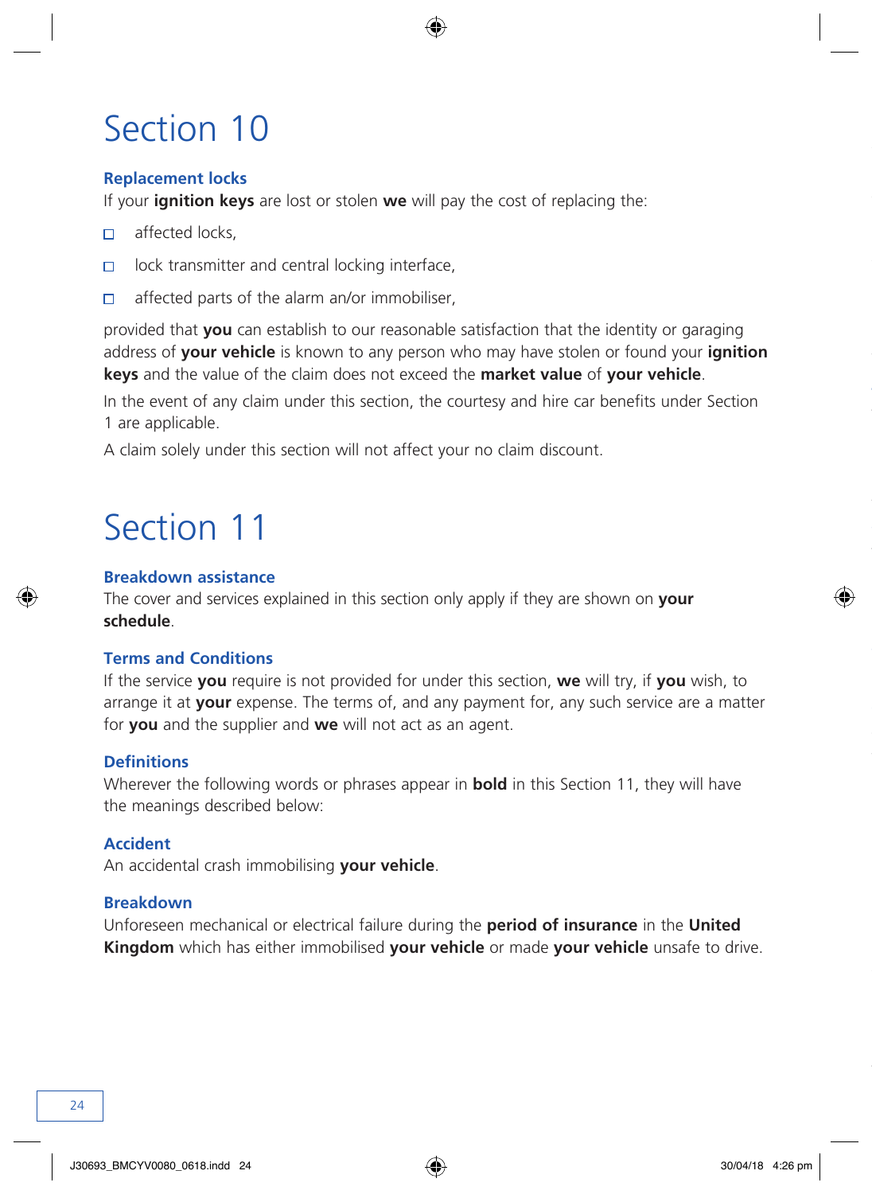# Section 10

### Replacement locks

If your **ignition keys** are lost or stolen **we** will pay the cost of replacing the:

- affected locks,
- lock transmitter and central locking interface,
- affected parts of the alarm an/or immobiliser,

provided that **you** can establish to our reasonable satisfaction that the identity or garaging address of **your vehicle** is known to any person who may have stolen or found your **ignition keys** and the value of the claim does not exceed the **market value** of **your vehicle**.

In the event of any claim under this section, the courtesy and hire car benefits under Section 1 are applicable.

A claim solely under this section will not affect your no claim discount.

# Section 11

### Breakdown assistance

The cover and services explained in this section only apply if they are shown on **your schedule**.

### Terms and Conditions

If the service **you** require is not provided for under this section, **we** will try, if **you** wish, to arrange it at **your** expense. The terms of, and any payment for, any such service are a matter for **you** and the supplier and **we** will not act as an agent.

### Definitions

Wherever the following words or phrases appear in **bold** in this Section 11, they will have the meanings described below:

### Accident

An accidental crash immobilising **your vehicle**.

### Breakdown

Unforeseen mechanical or electrical failure during the **period of insurance** in the **United Kingdom** which has either immobilised **your vehicle** or made **your vehicle** unsafe to drive.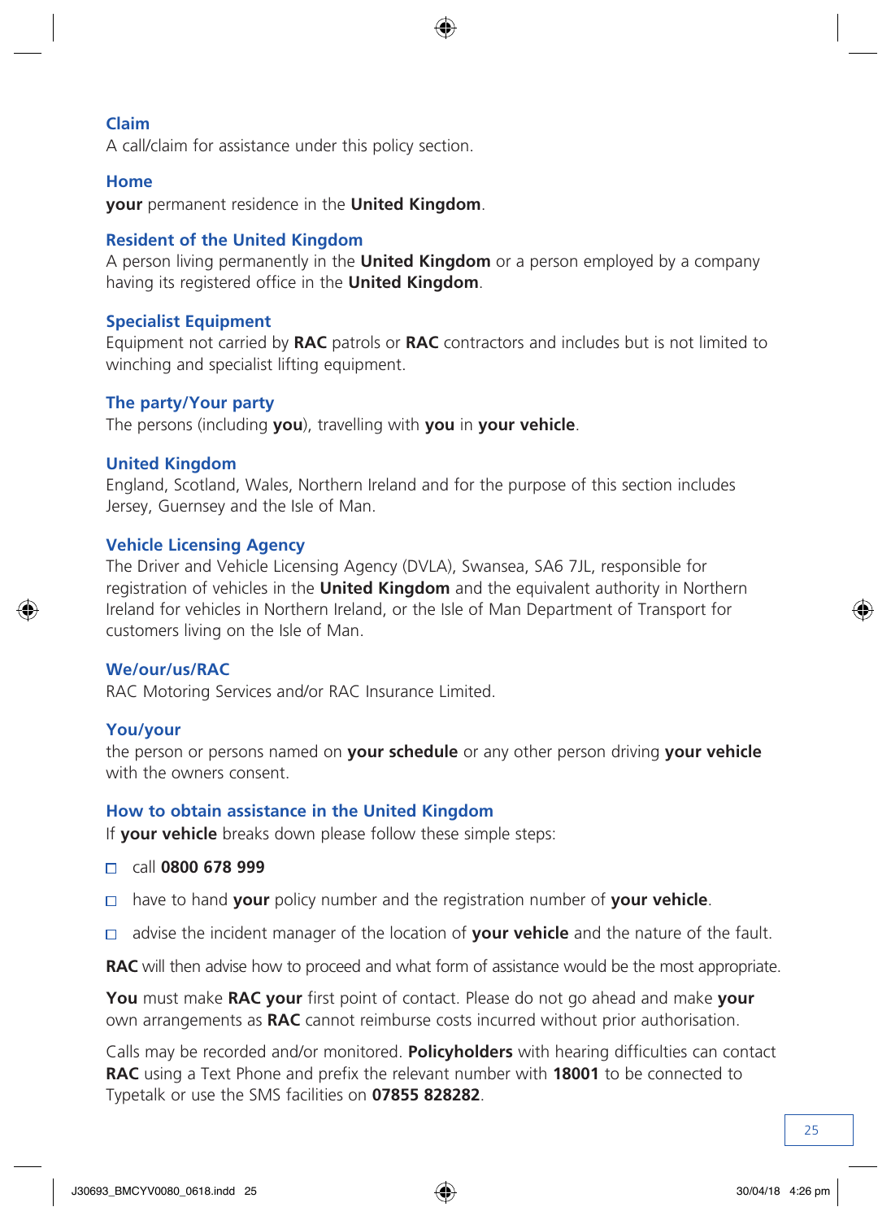### Claim

A call/claim for assistance under this policy section.

### Home

**your** permanent residence in the **United Kingdom**.

### Resident of the United Kingdom

A person living permanently in the **United Kingdom** or a person employed by a company having its registered office in the **United Kingdom**.

### Specialist Equipment

Equipment not carried by **RAC** patrols or **RAC** contractors and includes but is not limited to winching and specialist lifting equipment.

### The party/Your party

The persons (including **you**), travelling with **you** in **your vehicle**.

### United Kingdom

England, Scotland, Wales, Northern Ireland and for the purpose of this section includes Jersey, Guernsey and the Isle of Man.

### Vehicle Licensing Agency

The Driver and Vehicle Licensing Agency (DVLA), Swansea, SA6 7JL, responsible for registration of vehicles in the **United Kingdom** and the equivalent authority in Northern Ireland for vehicles in Northern Ireland, or the Isle of Man Department of Transport for customers living on the Isle of Man.

### We/our/us/RAC

RAC Motoring Services and/or RAC Insurance Limited.

### You/your

the person or persons named on **your schedule** or any other person driving **your vehicle** with the owners consent.

### How to obtain assistance in the United Kingdom

If **your vehicle** breaks down please follow these simple steps:

- call **0800 678 999**
- have to hand **your** policy number and the registration number of **your vehicle**.
- advise the incident manager of the location of **your vehicle** and the nature of the fault.

**RAC** will then advise how to proceed and what form of assistance would be the most appropriate.

**You** must make **RAC your** first point of contact. Please do not go ahead and make **your** own arrangements as **RAC** cannot reimburse costs incurred without prior authorisation.

Calls may be recorded and/or monitored. **Policyholders** with hearing difficulties can contact **RAC** using a Text Phone and prefix the relevant number with **18001** to be connected to Typetalk or use the SMS facilities on **07855 828282**.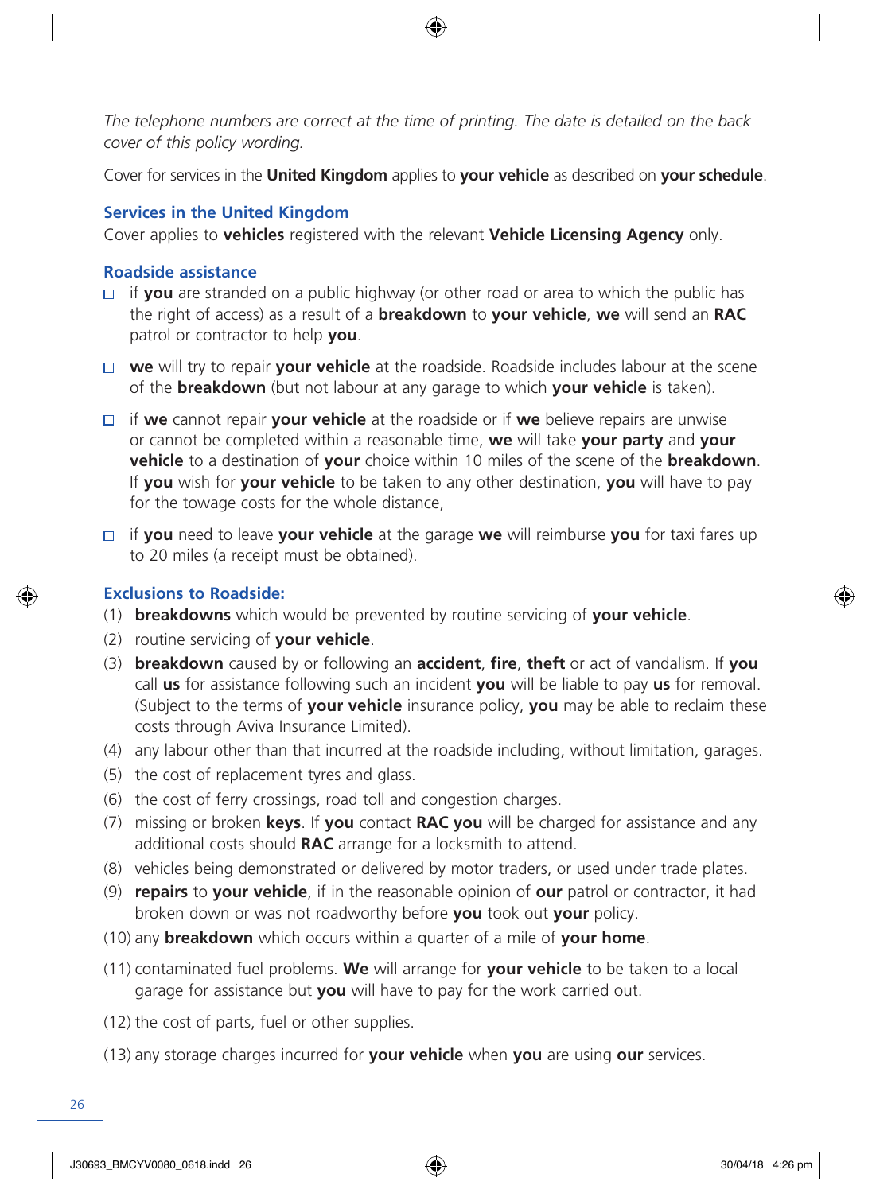*The telephone numbers are correct at the time of printing. The date is detailed on the back cover of this policy wording.*

Cover for services in the **United Kingdom** applies to **your vehicle** as described on **your schedule**.

### Services in the United Kingdom

Cover applies to **vehicles** registered with the relevant **Vehicle Licensing Agency** only.

### Roadside assistance

- if **you** are stranded on a public highway (or other road or area to which the public has the right of access) as a result of a **breakdown** to **your vehicle**, **we** will send an **RAC** patrol or contractor to help **you**.
- **we** will try to repair **your vehicle** at the roadside. Roadside includes labour at the scene of the **breakdown** (but not labour at any garage to which **your vehicle** is taken).
- if **we** cannot repair **your vehicle** at the roadside or if **we** believe repairs are unwise or cannot be completed within a reasonable time, **we** will take **your party** and **your vehicle** to a destination of **your** choice within 10 miles of the scene of the **breakdown**. If **you** wish for **your vehicle** to be taken to any other destination, **you** will have to pay for the towage costs for the whole distance,
- if **you** need to leave **your vehicle** at the garage **we** will reimburse **you** for taxi fares up to 20 miles (a receipt must be obtained).

### Exclusions to Roadside:

(1) **breakdowns** which would be prevented by routine servicing of **your vehicle**.

(2) routine servicing of **your vehicle**.

(3) **breakdown** caused by or following an **accident**, **fire**, **theft** or act of vandalism. If **you** call **us** for assistance following such an incident **you** will be liable to pay **us** for removal. (Subject to the terms of **your vehicle** insurance policy, **you** may be able to reclaim these costs through Aviva Insurance Limited).

(4) any labour other than that incurred at the roadside including, without limitation, garages.

(5) the cost of replacement tyres and glass.

(6) the cost of ferry crossings, road toll and congestion charges.

(7) missing or broken **keys**. If **you** contact **RAC you** will be charged for assistance and any additional costs should **RAC** arrange for a locksmith to attend.

(8) vehicles being demonstrated or delivered by motor traders, or used under trade plates.

(9) **repairs** to **your vehicle**, if in the reasonable opinion of **our** patrol or contractor, it had broken down or was not roadworthy before **you** took out **your** policy.

(10) any **breakdown** which occurs within a quarter of a mile of **your home**.

(11) contaminated fuel problems. **We** will arrange for **your vehicle** to be taken to a local garage for assistance but **you** will have to pay for the work carried out.

(12) the cost of parts, fuel or other supplies.

(13) any storage charges incurred for **your vehicle** when **you** are using **our** services.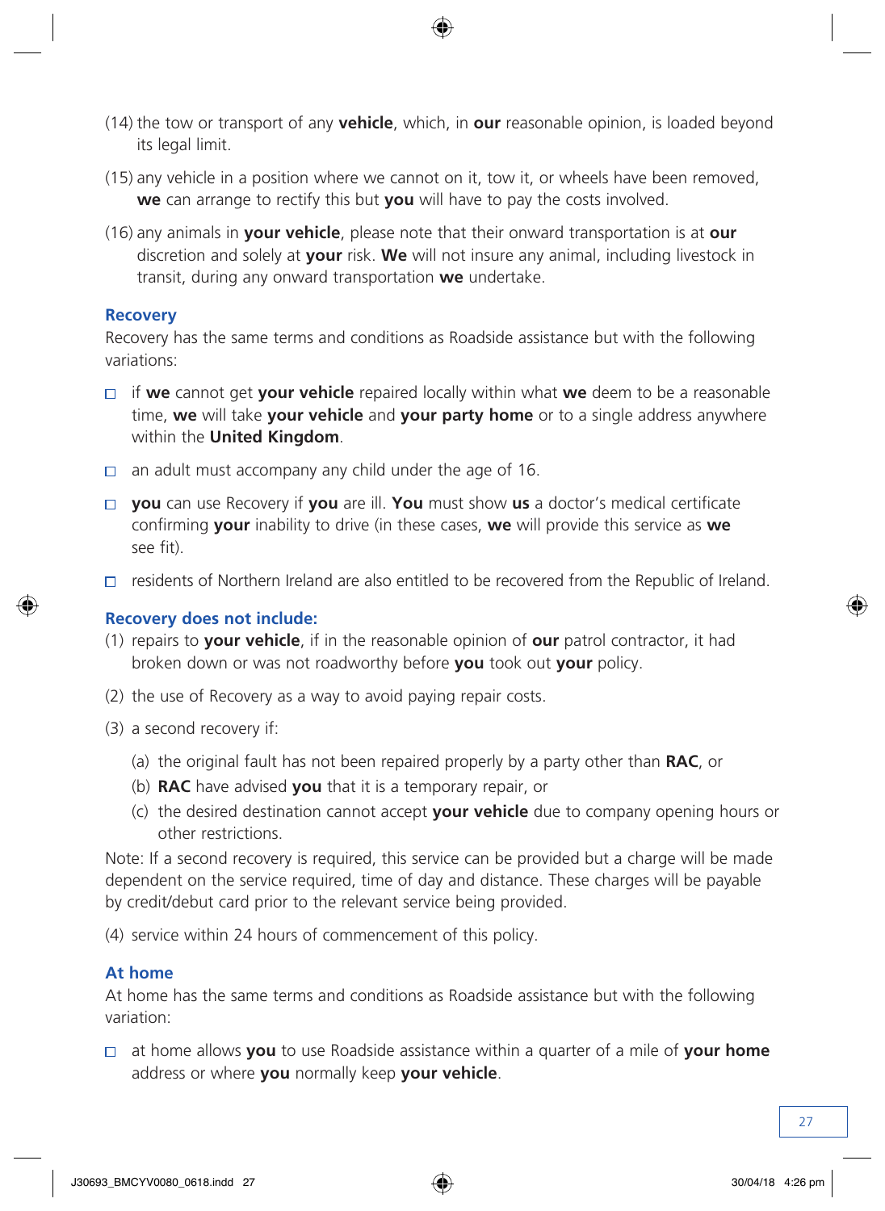(14) the tow or transport of any **vehicle**, which, in **our** reasonable opinion, is loaded beyond its legal limit.

(15) any vehicle in a position where we cannot on it, tow it, or wheels have been removed, **we** can arrange to rectify this but **you** will have to pay the costs involved.

(16) any animals in **your vehicle**, please note that their onward transportation is at **our** discretion and solely at **your** risk. **We** will not insure any animal, including livestock in transit, during any onward transportation **we** undertake.

### Recovery

Recovery has the same terms and conditions as Roadside assistance but with the following variations:

- if **we** cannot get **your vehicle** repaired locally within what **we** deem to be a reasonable time, **we** will take **your vehicle** and **your party home** or to a single address anywhere within the **United Kingdom**.
- an adult must accompany any child under the age of 16.
- **you** can use Recovery if **you** are ill. **You** must show **us** a doctor's medical certificate confirming **your** inability to drive (in these cases, **we** will provide this service as **we** see fit).
- residents of Northern Ireland are also entitled to be recovered from the Republic of Ireland.

### Recovery does not include:

(1) repairs to **your vehicle**, if in the reasonable opinion of **our** patrol contractor, it had broken down or was not roadworthy before **you** took out **your** policy.

(2) the use of Recovery as a way to avoid paying repair costs.

(3) a second recovery if:

 (a) the original fault has not been repaired properly by a party other than **RAC**, or
 (b) **RAC** have advised **you** that it is a temporary repair, or
 (c) the desired destination cannot accept **your vehicle** due to company opening hours or other restrictions.

Note: If a second recovery is required, this service can be provided but a charge will be made dependent on the service required, time of day and distance. These charges will be payable by credit/debut card prior to the relevant service being provided.

(4) service within 24 hours of commencement of this policy.

### At home

At home has the same terms and conditions as Roadside assistance but with the following variation:

- at home allows **you** to use Roadside assistance within a quarter of a mile of **your home** address or where **you** normally keep **your vehicle**.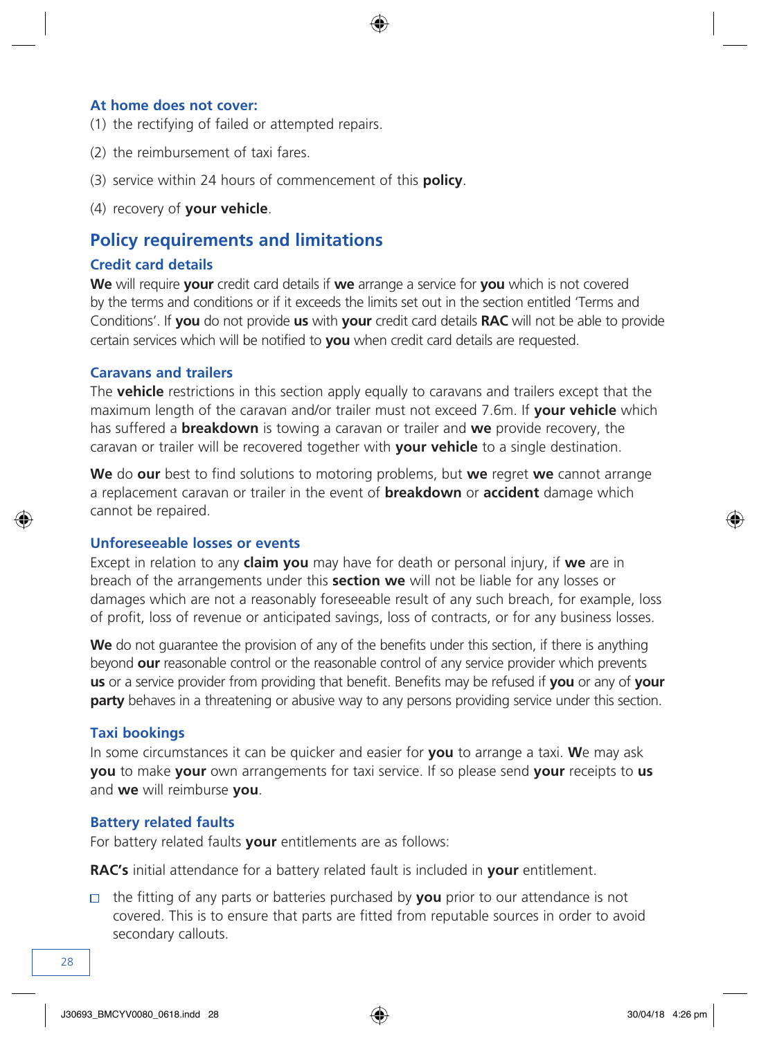### At home does not cover:

(1) the rectifying of failed or attempted repairs.

(2) the reimbursement of taxi fares.

(3) service within 24 hours of commencement of this **policy**.

(4) recovery of **your vehicle**.

## Policy requirements and limitations

### Credit card details

**We** will require **your** credit card details if **we** arrange a service for **you** which is not covered by the terms and conditions or if it exceeds the limits set out in the section entitled 'Terms and Conditions'. If **you** do not provide **us** with **your** credit card details **RAC** will not be able to provide certain services which will be notified to **you** when credit card details are requested.

### Caravans and trailers

The **vehicle** restrictions in this section apply equally to caravans and trailers except that the maximum length of the caravan and/or trailer must not exceed 7.6m. If **your vehicle** which has suffered a **breakdown** is towing a caravan or trailer and **we** provide recovery, the caravan or trailer will be recovered together with **your vehicle** to a single destination.

**We** do **our** best to find solutions to motoring problems, but **we** regret **we** cannot arrange a replacement caravan or trailer in the event of **breakdown** or **accident** damage which cannot be repaired.

### Unforeseeable losses or events

Except in relation to any **claim you** may have for death or personal injury, if **we** are in breach of the arrangements under this **section we** will not be liable for any losses or damages which are not a reasonably foreseeable result of any such breach, for example, loss of profit, loss of revenue or anticipated savings, loss of contracts, or for any business losses.

**We** do not guarantee the provision of any of the benefits under this section, if there is anything beyond **our** reasonable control or the reasonable control of any service provider which prevents **us** or a service provider from providing that benefit. Benefits may be refused if **you** or any of **your party** behaves in a threatening or abusive way to any persons providing service under this section.

### Taxi bookings

In some circumstances it can be quicker and easier for **you** to arrange a taxi. **W**e may ask **you** to make **your** own arrangements for taxi service. If so please send **your** receipts to **us** and **we** will reimburse **you**.

### Battery related faults

For battery related faults **your** entitlements are as follows:

**RAC's** initial attendance for a battery related fault is included in **your** entitlement.

- the fitting of any parts or batteries purchased by **you** prior to our attendance is not covered. This is to ensure that parts are fitted from reputable sources in order to avoid secondary callouts.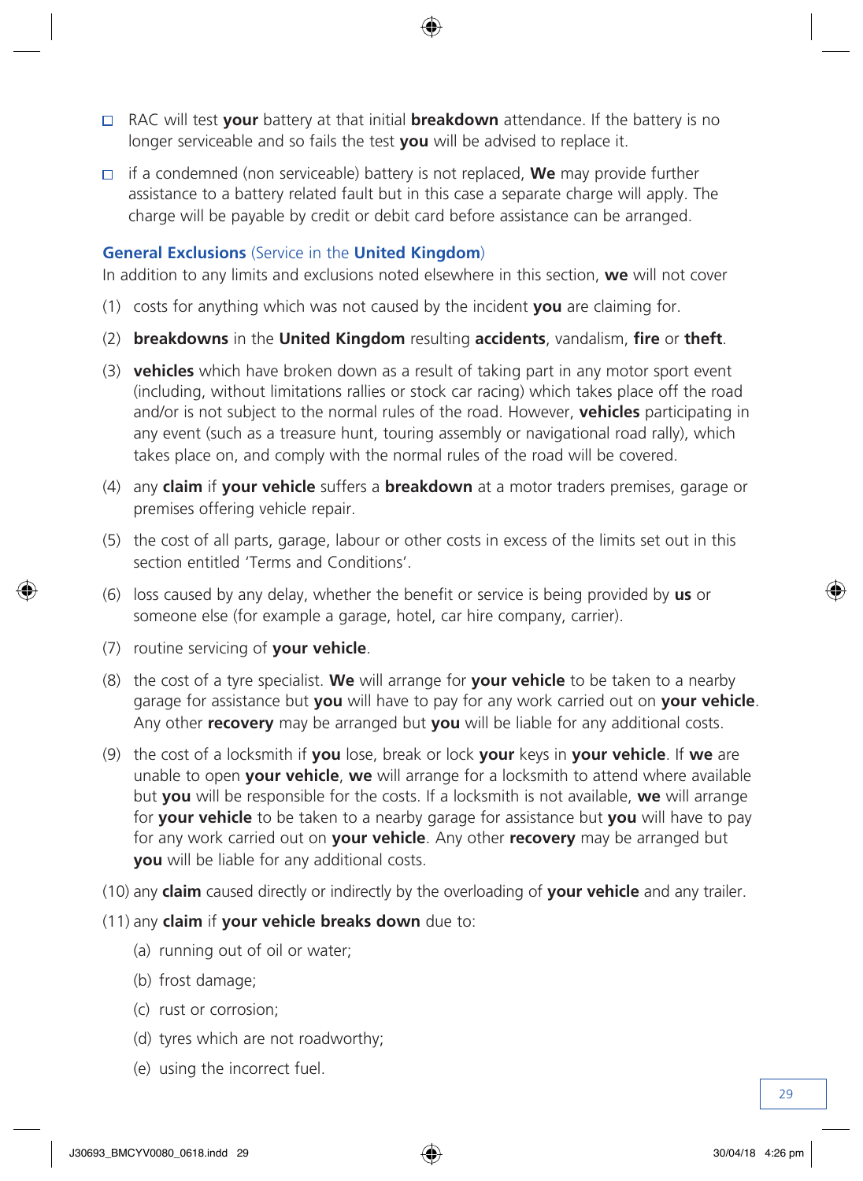- RAC will test **your** battery at that initial **breakdown** attendance. If the battery is no longer serviceable and so fails the test **you** will be advised to replace it.
- if a condemned (non serviceable) battery is not replaced, **We** may provide further assistance to a battery related fault but in this case a separate charge will apply. The charge will be payable by credit or debit card before assistance can be arranged.

**General Exclusions** (Service in the **United Kingdom**)

In addition to any limits and exclusions noted elsewhere in this section, **we** will not cover

(1) costs for anything which was not caused by the incident **you** are claiming for.

(2) **breakdowns** in the **United Kingdom** resulting **accidents**, vandalism, **fire** or **theft**.

(3) **vehicles** which have broken down as a result of taking part in any motor sport event (including, without limitations rallies or stock car racing) which takes place off the road and/or is not subject to the normal rules of the road. However, **vehicles** participating in any event (such as a treasure hunt, touring assembly or navigational road rally), which takes place on, and comply with the normal rules of the road will be covered.

(4) any **claim** if **your vehicle** suffers a **breakdown** at a motor traders premises, garage or premises offering vehicle repair.

(5) the cost of all parts, garage, labour or other costs in excess of the limits set out in this section entitled 'Terms and Conditions'.

(6) loss caused by any delay, whether the benefit or service is being provided by **us** or someone else (for example a garage, hotel, car hire company, carrier).

(7) routine servicing of **your vehicle**.

(8) the cost of a tyre specialist. **We** will arrange for **your vehicle** to be taken to a nearby garage for assistance but **you** will have to pay for any work carried out on **your vehicle**. Any other **recovery** may be arranged but **you** will be liable for any additional costs.

(9) the cost of a locksmith if **you** lose, break or lock **your** keys in **your vehicle**. If **we** are unable to open **your vehicle**, **we** will arrange for a locksmith to attend where available but **you** will be responsible for the costs. If a locksmith is not available, **we** will arrange for **your vehicle** to be taken to a nearby garage for assistance but **you** will have to pay for any work carried out on **your vehicle**. Any other **recovery** may be arranged but **you** will be liable for any additional costs.

(10) any **claim** caused directly or indirectly by the overloading of **your vehicle** and any trailer.

(11) any **claim** if **your vehicle breaks down** due to:

  (a) running out of oil or water;

  (b) frost damage;

  (c) rust or corrosion;

  (d) tyres which are not roadworthy;

  (e) using the incorrect fuel.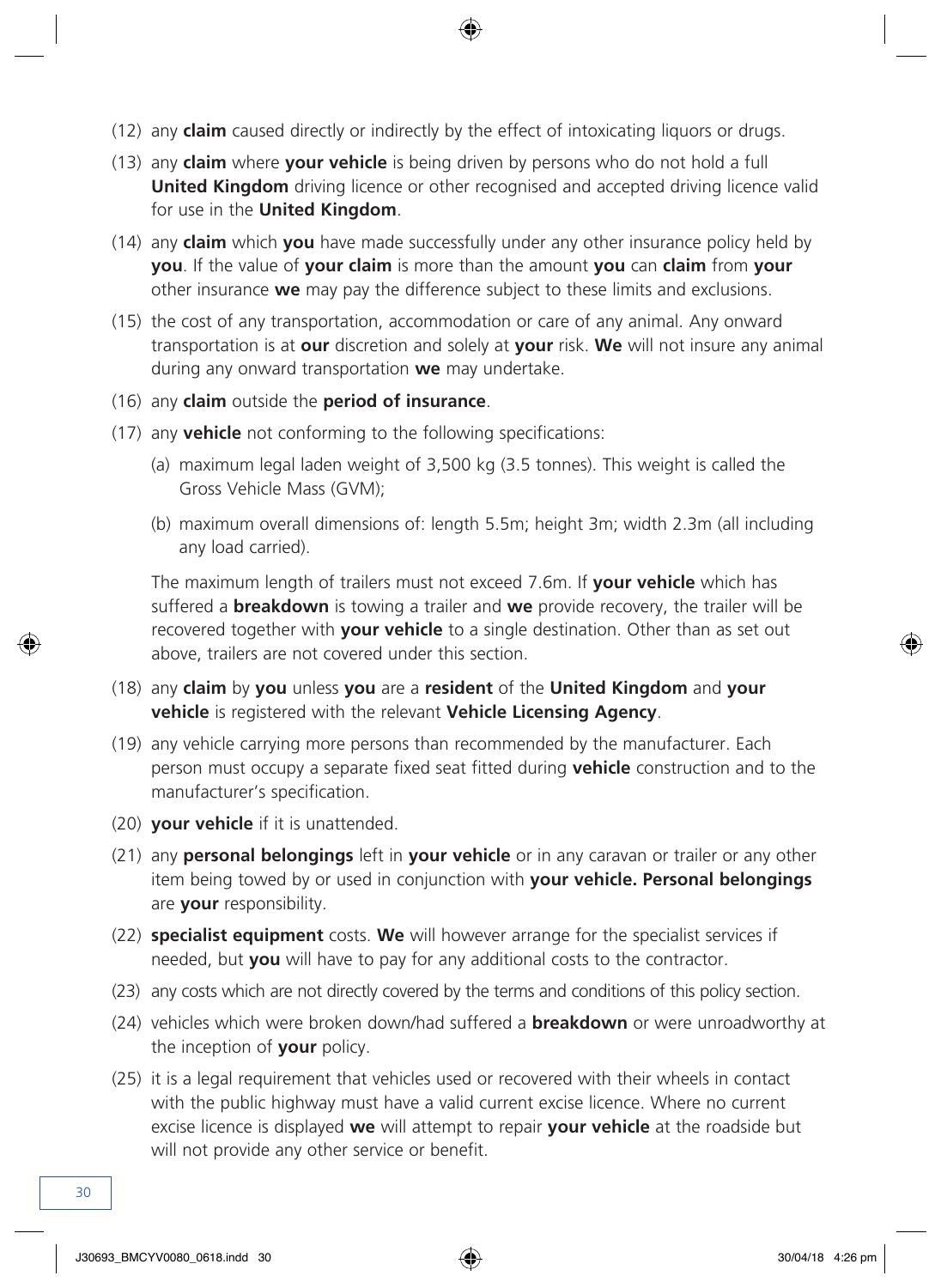(12) any **claim** caused directly or indirectly by the effect of intoxicating liquors or drugs.

(13) any **claim** where **your vehicle** is being driven by persons who do not hold a full **United Kingdom** driving licence or other recognised and accepted driving licence valid for use in the **United Kingdom**.

(14) any **claim** which **you** have made successfully under any other insurance policy held by **you**. If the value of **your claim** is more than the amount **you** can **claim** from **your** other insurance **we** may pay the difference subject to these limits and exclusions.

(15) the cost of any transportation, accommodation or care of any animal. Any onward transportation is at **our** discretion and solely at **your** risk. **We** will not insure any animal during any onward transportation **we** may undertake.

(16) any **claim** outside the **period of insurance**.

(17) any **vehicle** not conforming to the following specifications:

   (a) maximum legal laden weight of 3,500 kg (3.5 tonnes). This weight is called the Gross Vehicle Mass (GVM);

   (b) maximum overall dimensions of: length 5.5m; height 3m; width 2.3m (all including any load carried).

   The maximum length of trailers must not exceed 7.6m. If **your vehicle** which has suffered a **breakdown** is towing a trailer and **we** provide recovery, the trailer will be recovered together with **your vehicle** to a single destination. Other than as set out above, trailers are not covered under this section.

(18) any **claim** by **you** unless **you** are a **resident** of the **United Kingdom** and **your vehicle** is registered with the relevant **Vehicle Licensing Agency**.

(19) any vehicle carrying more persons than recommended by the manufacturer. Each person must occupy a separate fixed seat fitted during **vehicle** construction and to the manufacturer's specification.

(20) **your vehicle** if it is unattended.

(21) any **personal belongings** left in **your vehicle** or in any caravan or trailer or any other item being towed by or used in conjunction with **your vehicle. Personal belongings** are **your** responsibility.

(22) **specialist equipment** costs. **We** will however arrange for the specialist services if needed, but **you** will have to pay for any additional costs to the contractor.

(23) any costs which are not directly covered by the terms and conditions of this policy section.

(24) vehicles which were broken down/had suffered a **breakdown** or were unroadworthy at the inception of **your** policy.

(25) it is a legal requirement that vehicles used or recovered with their wheels in contact with the public highway must have a valid current excise licence. Where no current excise licence is displayed **we** will attempt to repair **your vehicle** at the roadside but will not provide any other service or benefit.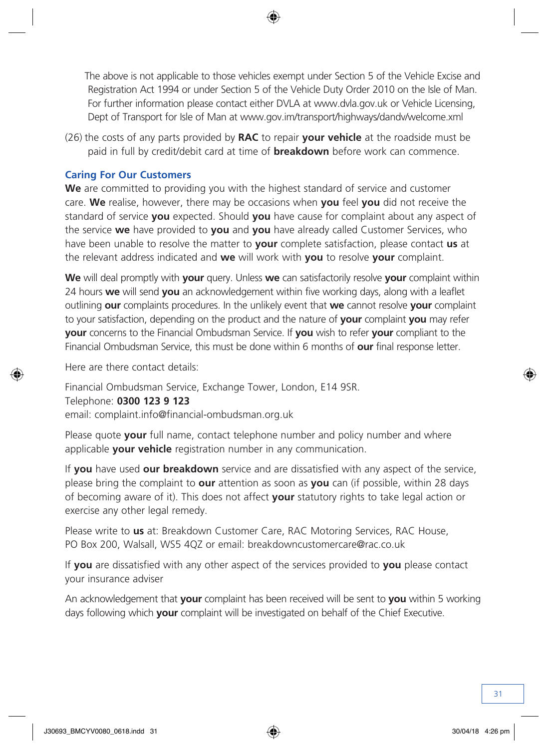The above is not applicable to those vehicles exempt under Section 5 of the Vehicle Excise and Registration Act 1994 or under Section 5 of the Vehicle Duty Order 2010 on the Isle of Man. For further information please contact either DVLA at www.dvla.gov.uk or Vehicle Licensing, Dept of Transport for Isle of Man at www.gov.im/transport/highways/dandv/welcome.xml

(26) the costs of any parts provided by **RAC** to repair **your vehicle** at the roadside must be paid in full by credit/debit card at time of **breakdown** before work can commence.

### Caring For Our Customers

**We** are committed to providing you with the highest standard of service and customer care. **We** realise, however, there may be occasions when **you** feel **you** did not receive the standard of service **you** expected. Should **you** have cause for complaint about any aspect of the service **we** have provided to **you** and **you** have already called Customer Services, who have been unable to resolve the matter to **your** complete satisfaction, please contact **us** at the relevant address indicated and **we** will work with **you** to resolve **your** complaint.

**We** will deal promptly with **your** query. Unless **we** can satisfactorily resolve **your** complaint within 24 hours **we** will send **you** an acknowledgement within five working days, along with a leaflet outlining **our** complaints procedures. In the unlikely event that **we** cannot resolve **your** complaint to your satisfaction, depending on the product and the nature of **your** complaint **you** may refer **your** concerns to the Financial Ombudsman Service. If **you** wish to refer **your** compliant to the Financial Ombudsman Service, this must be done within 6 months of **our** final response letter.

Here are there contact details:

Financial Ombudsman Service, Exchange Tower, London, E14 9SR.
Telephone: **0300 123 9 123**
email: complaint.info@financial-ombudsman.org.uk

Please quote **your** full name, contact telephone number and policy number and where applicable **your vehicle** registration number in any communication.

If **you** have used **our breakdown** service and are dissatisfied with any aspect of the service, please bring the complaint to **our** attention as soon as **you** can (if possible, within 28 days of becoming aware of it). This does not affect **your** statutory rights to take legal action or exercise any other legal remedy.

Please write to **us** at: Breakdown Customer Care, RAC Motoring Services, RAC House, PO Box 200, Walsall, WS5 4QZ or email: breakdowncustomercare@rac.co.uk

If **you** are dissatisfied with any other aspect of the services provided to **you** please contact your insurance adviser

An acknowledgement that **your** complaint has been received will be sent to **you** within 5 working days following which **your** complaint will be investigated on behalf of the Chief Executive.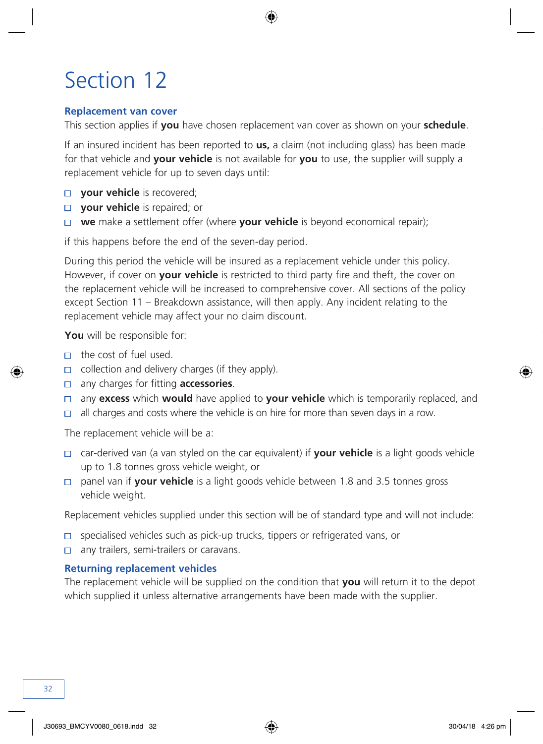# Section 12

## Replacement van cover

This section applies if **you** have chosen replacement van cover as shown on your **schedule**.

If an insured incident has been reported to **us,** a claim (not including glass) has been made for that vehicle and **your vehicle** is not available for **you** to use, the supplier will supply a replacement vehicle for up to seven days until:

- **your vehicle** is recovered;
- **your vehicle** is repaired; or
- **we** make a settlement offer (where **your vehicle** is beyond economical repair);

if this happens before the end of the seven-day period.

During this period the vehicle will be insured as a replacement vehicle under this policy. However, if cover on **your vehicle** is restricted to third party fire and theft, the cover on the replacement vehicle will be increased to comprehensive cover. All sections of the policy except Section 11 – Breakdown assistance, will then apply. Any incident relating to the replacement vehicle may affect your no claim discount.

**You** will be responsible for:

- the cost of fuel used.
- collection and delivery charges (if they apply).
- any charges for fitting **accessories**.
- any **excess** which **would** have applied to **your vehicle** which is temporarily replaced, and
- all charges and costs where the vehicle is on hire for more than seven days in a row.

The replacement vehicle will be a:

- car-derived van (a van styled on the car equivalent) if **your vehicle** is a light goods vehicle up to 1.8 tonnes gross vehicle weight, or
- panel van if **your vehicle** is a light goods vehicle between 1.8 and 3.5 tonnes gross vehicle weight.

Replacement vehicles supplied under this section will be of standard type and will not include:

- specialised vehicles such as pick-up trucks, tippers or refrigerated vans, or
- any trailers, semi-trailers or caravans.

## Returning replacement vehicles

The replacement vehicle will be supplied on the condition that **you** will return it to the depot which supplied it unless alternative arrangements have been made with the supplier.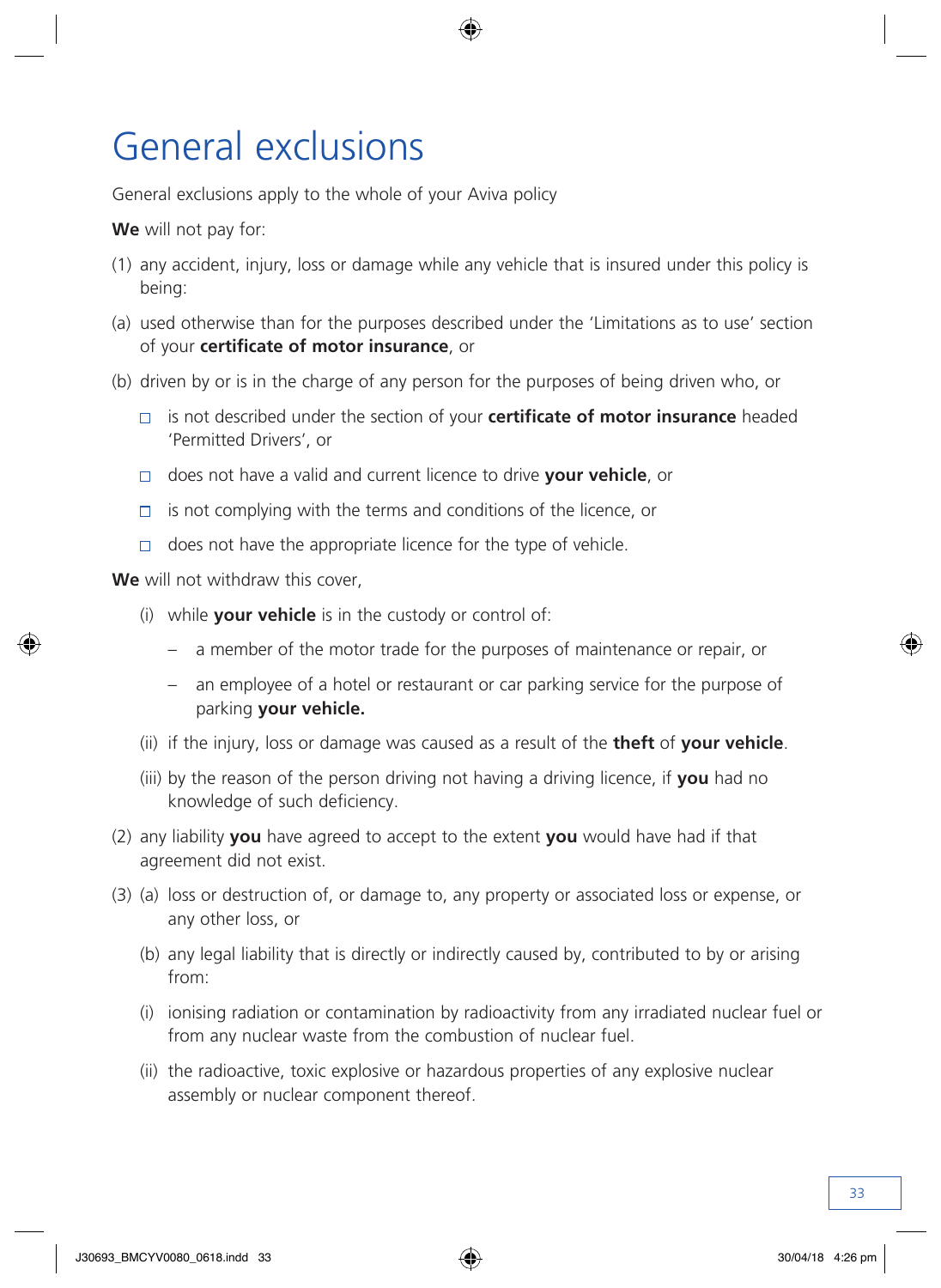# General exclusions

General exclusions apply to the whole of your Aviva policy

**We** will not pay for:

(1) any accident, injury, loss or damage while any vehicle that is insured under this policy is being:

(a) used otherwise than for the purposes described under the 'Limitations as to use' section of your **certificate of motor insurance**, or

(b) driven by or is in the charge of any person for the purposes of being driven who, or

- is not described under the section of your **certificate of motor insurance** headed 'Permitted Drivers', or
- does not have a valid and current licence to drive **your vehicle**, or
- is not complying with the terms and conditions of the licence, or
- does not have the appropriate licence for the type of vehicle.

**We** will not withdraw this cover,

(i) while **your vehicle** is in the custody or control of:

- a member of the motor trade for the purposes of maintenance or repair, or
- an employee of a hotel or restaurant or car parking service for the purpose of parking **your vehicle.**

(ii) if the injury, loss or damage was caused as a result of the **theft** of **your vehicle**.

(iii) by the reason of the person driving not having a driving licence, if **you** had no knowledge of such deficiency.

(2) any liability **you** have agreed to accept to the extent **you** would have had if that agreement did not exist.

(3) (a) loss or destruction of, or damage to, any property or associated loss or expense, or any other loss, or

(b) any legal liability that is directly or indirectly caused by, contributed to by or arising from:

(i) ionising radiation or contamination by radioactivity from any irradiated nuclear fuel or from any nuclear waste from the combustion of nuclear fuel.

(ii) the radioactive, toxic explosive or hazardous properties of any explosive nuclear assembly or nuclear component thereof.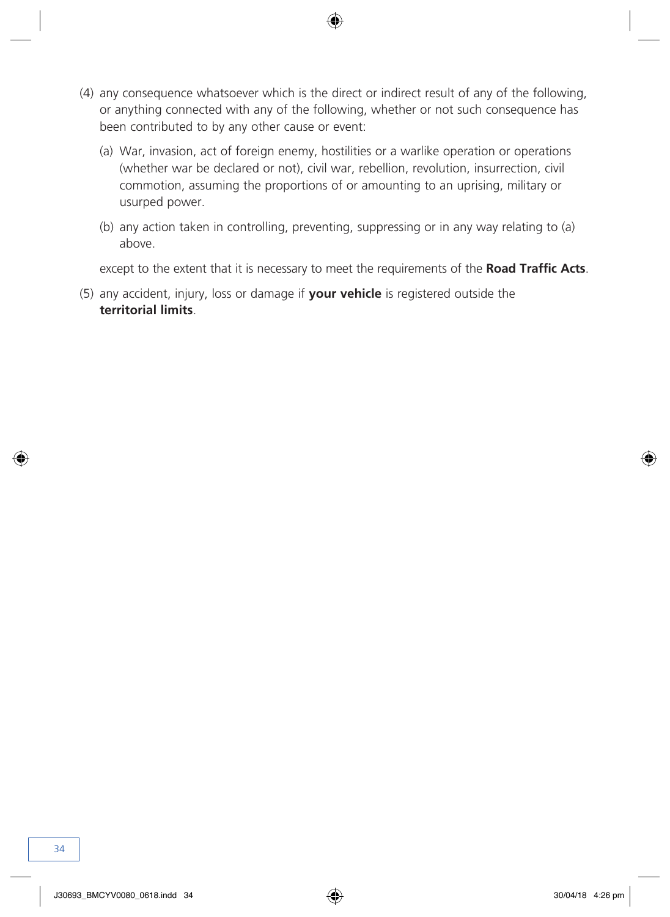(4) any consequence whatsoever which is the direct or indirect result of any of the following, or anything connected with any of the following, whether or not such consequence has been contributed to by any other cause or event:

   (a) War, invasion, act of foreign enemy, hostilities or a warlike operation or operations (whether war be declared or not), civil war, rebellion, revolution, insurrection, civil commotion, assuming the proportions of or amounting to an uprising, military or usurped power.

   (b) any action taken in controlling, preventing, suppressing or in any way relating to (a) above.

   except to the extent that it is necessary to meet the requirements of the **Road Traffic Acts**.

(5) any accident, injury, loss or damage if **your vehicle** is registered outside the **territorial limits**.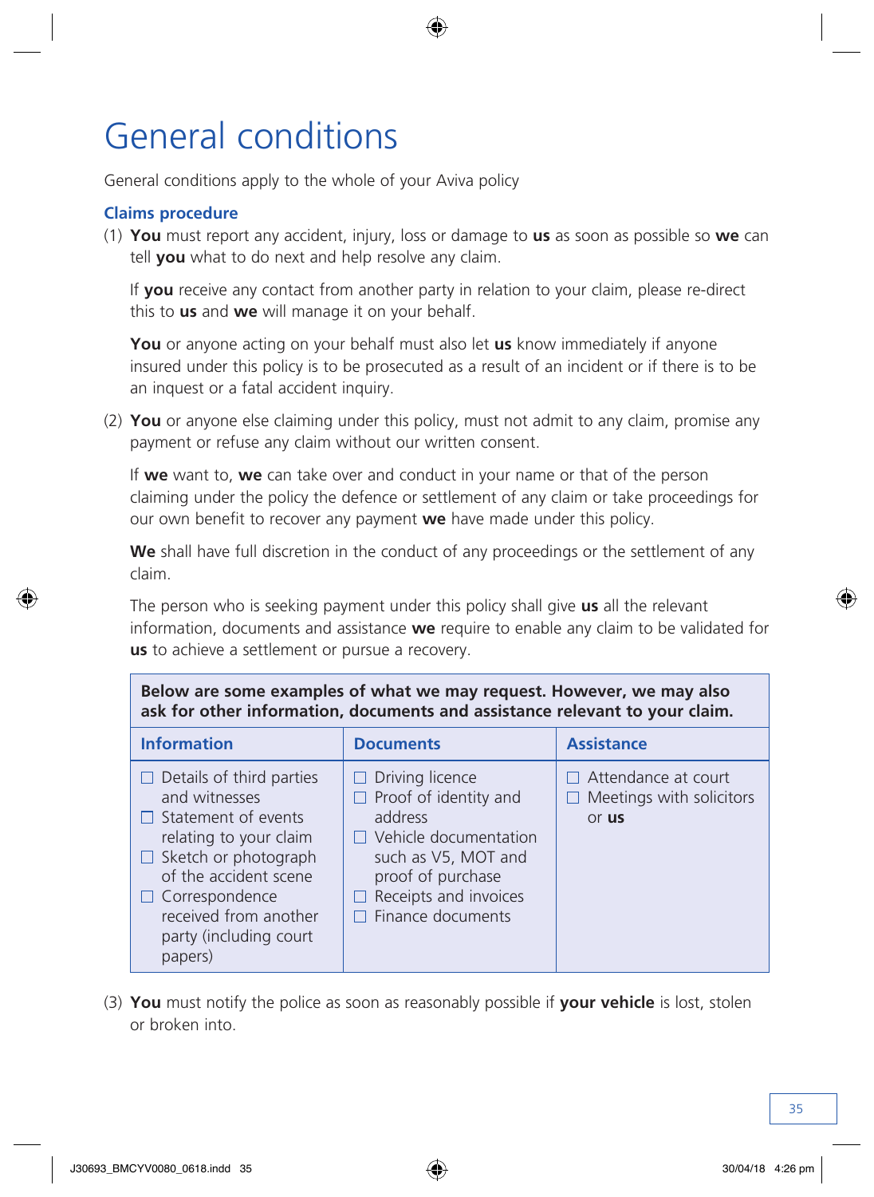# General conditions

General conditions apply to the whole of your Aviva policy

### Claims procedure

(1) **You** must report any accident, injury, loss or damage to **us** as soon as possible so **we** can tell **you** what to do next and help resolve any claim.

If **you** receive any contact from another party in relation to your claim, please re-direct this to **us** and **we** will manage it on your behalf.

**You** or anyone acting on your behalf must also let **us** know immediately if anyone insured under this policy is to be prosecuted as a result of an incident or if there is to be an inquest or a fatal accident inquiry.

(2) **You** or anyone else claiming under this policy, must not admit to any claim, promise any payment or refuse any claim without our written consent.

If **we** want to, **we** can take over and conduct in your name or that of the person claiming under the policy the defence or settlement of any claim or take proceedings for our own benefit to recover any payment **we** have made under this policy.

**We** shall have full discretion in the conduct of any proceedings or the settlement of any claim.

The person who is seeking payment under this policy shall give **us** all the relevant information, documents and assistance **we** require to enable any claim to be validated for **us** to achieve a settlement or pursue a recovery.

**Below are some examples of what we may request. However, we may also ask for other information, documents and assistance relevant to your claim.**

| Information | Documents | Assistance |
|---|---|---|
| ☐ Details of third parties and witnesses<br>☐ Statement of events relating to your claim<br>☐ Sketch or photograph of the accident scene<br>☐ Correspondence received from another party (including court papers) | ☐ Driving licence<br>☐ Proof of identity and address<br>☐ Vehicle documentation such as V5, MOT and proof of purchase<br>☐ Receipts and invoices<br>☐ Finance documents | ☐ Attendance at court<br>☐ Meetings with solicitors or **us** |

(3) **You** must notify the police as soon as reasonably possible if **your vehicle** is lost, stolen or broken into.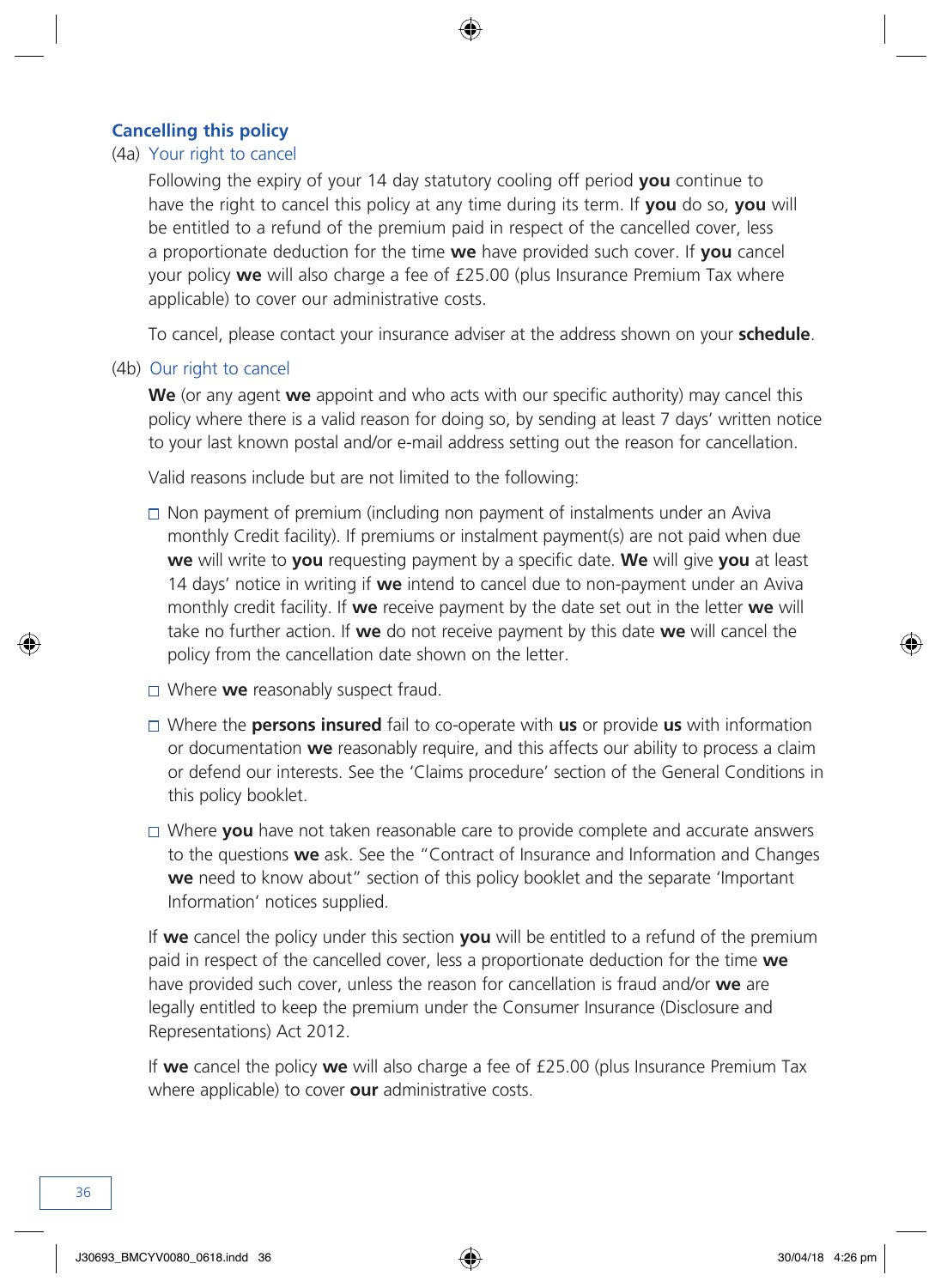## Cancelling this policy

### (4a) Your right to cancel

Following the expiry of your 14 day statutory cooling off period **you** continue to have the right to cancel this policy at any time during its term. If **you** do so, **you** will be entitled to a refund of the premium paid in respect of the cancelled cover, less a proportionate deduction for the time **we** have provided such cover. If **you** cancel your policy **we** will also charge a fee of £25.00 (plus Insurance Premium Tax where applicable) to cover our administrative costs.

To cancel, please contact your insurance adviser at the address shown on your **schedule**.

### (4b) Our right to cancel

**We** (or any agent **we** appoint and who acts with our specific authority) may cancel this policy where there is a valid reason for doing so, by sending at least 7 days' written notice to your last known postal and/or e-mail address setting out the reason for cancellation.

Valid reasons include but are not limited to the following:

- Non payment of premium (including non payment of instalments under an Aviva monthly Credit facility). If premiums or instalment payment(s) are not paid when due **we** will write to **you** requesting payment by a specific date. **We** will give **you** at least 14 days' notice in writing if **we** intend to cancel due to non-payment under an Aviva monthly credit facility. If **we** receive payment by the date set out in the letter **we** will take no further action. If **we** do not receive payment by this date **we** will cancel the policy from the cancellation date shown on the letter.
- Where **we** reasonably suspect fraud.
- Where the **persons insured** fail to co-operate with **us** or provide **us** with information or documentation **we** reasonably require, and this affects our ability to process a claim or defend our interests. See the 'Claims procedure' section of the General Conditions in this policy booklet.
- Where **you** have not taken reasonable care to provide complete and accurate answers to the questions **we** ask. See the "Contract of Insurance and Information and Changes **we** need to know about" section of this policy booklet and the separate 'Important Information' notices supplied.

If **we** cancel the policy under this section **you** will be entitled to a refund of the premium paid in respect of the cancelled cover, less a proportionate deduction for the time **we** have provided such cover, unless the reason for cancellation is fraud and/or **we** are legally entitled to keep the premium under the Consumer Insurance (Disclosure and Representations) Act 2012.

If **we** cancel the policy **we** will also charge a fee of £25.00 (plus Insurance Premium Tax where applicable) to cover **our** administrative costs.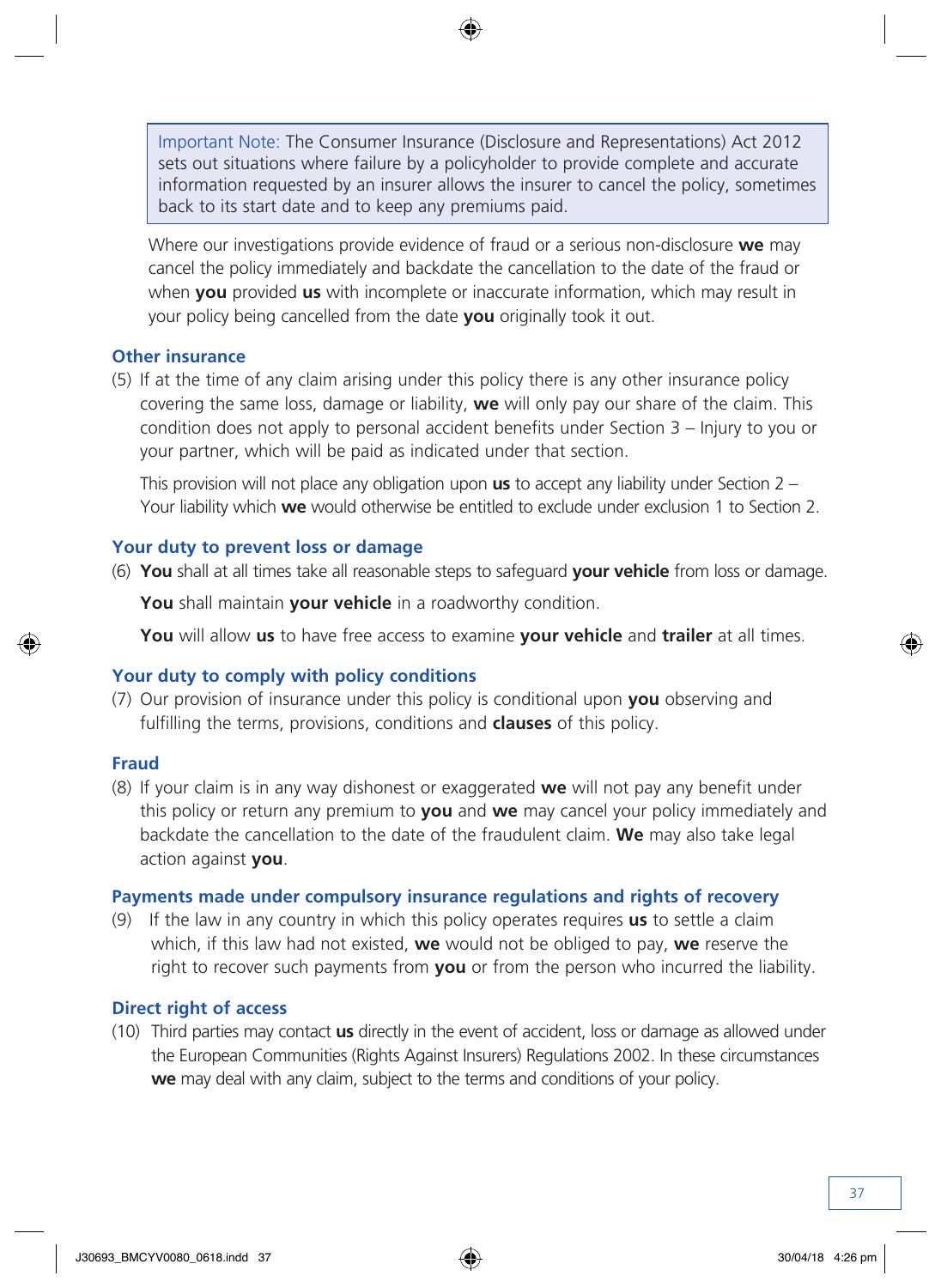> Important Note: The Consumer Insurance (Disclosure and Representations) Act 2012 sets out situations where failure by a policyholder to provide complete and accurate information requested by an insurer allows the insurer to cancel the policy, sometimes back to its start date and to keep any premiums paid.

Where our investigations provide evidence of fraud or a serious non-disclosure **we** may cancel the policy immediately and backdate the cancellation to the date of the fraud or when **you** provided **us** with incomplete or inaccurate information, which may result in your policy being cancelled from the date **you** originally took it out.

### Other insurance

(5) If at the time of any claim arising under this policy there is any other insurance policy covering the same loss, damage or liability, **we** will only pay our share of the claim. This condition does not apply to personal accident benefits under Section 3 – Injury to you or your partner, which will be paid as indicated under that section.

This provision will not place any obligation upon **us** to accept any liability under Section 2 – Your liability which **we** would otherwise be entitled to exclude under exclusion 1 to Section 2.

### Your duty to prevent loss or damage

(6) **You** shall at all times take all reasonable steps to safeguard **your vehicle** from loss or damage.

**You** shall maintain **your vehicle** in a roadworthy condition.

**You** will allow **us** to have free access to examine **your vehicle** and **trailer** at all times.

### Your duty to comply with policy conditions

(7) Our provision of insurance under this policy is conditional upon **you** observing and fulfilling the terms, provisions, conditions and **clauses** of this policy.

### Fraud

(8) If your claim is in any way dishonest or exaggerated **we** will not pay any benefit under this policy or return any premium to **you** and **we** may cancel your policy immediately and backdate the cancellation to the date of the fraudulent claim. **We** may also take legal action against **you**.

### Payments made under compulsory insurance regulations and rights of recovery

(9) If the law in any country in which this policy operates requires **us** to settle a claim which, if this law had not existed, **we** would not be obliged to pay, **we** reserve the right to recover such payments from **you** or from the person who incurred the liability.

### Direct right of access

(10) Third parties may contact **us** directly in the event of accident, loss or damage as allowed under the European Communities (Rights Against Insurers) Regulations 2002. In these circumstances **we** may deal with any claim, subject to the terms and conditions of your policy.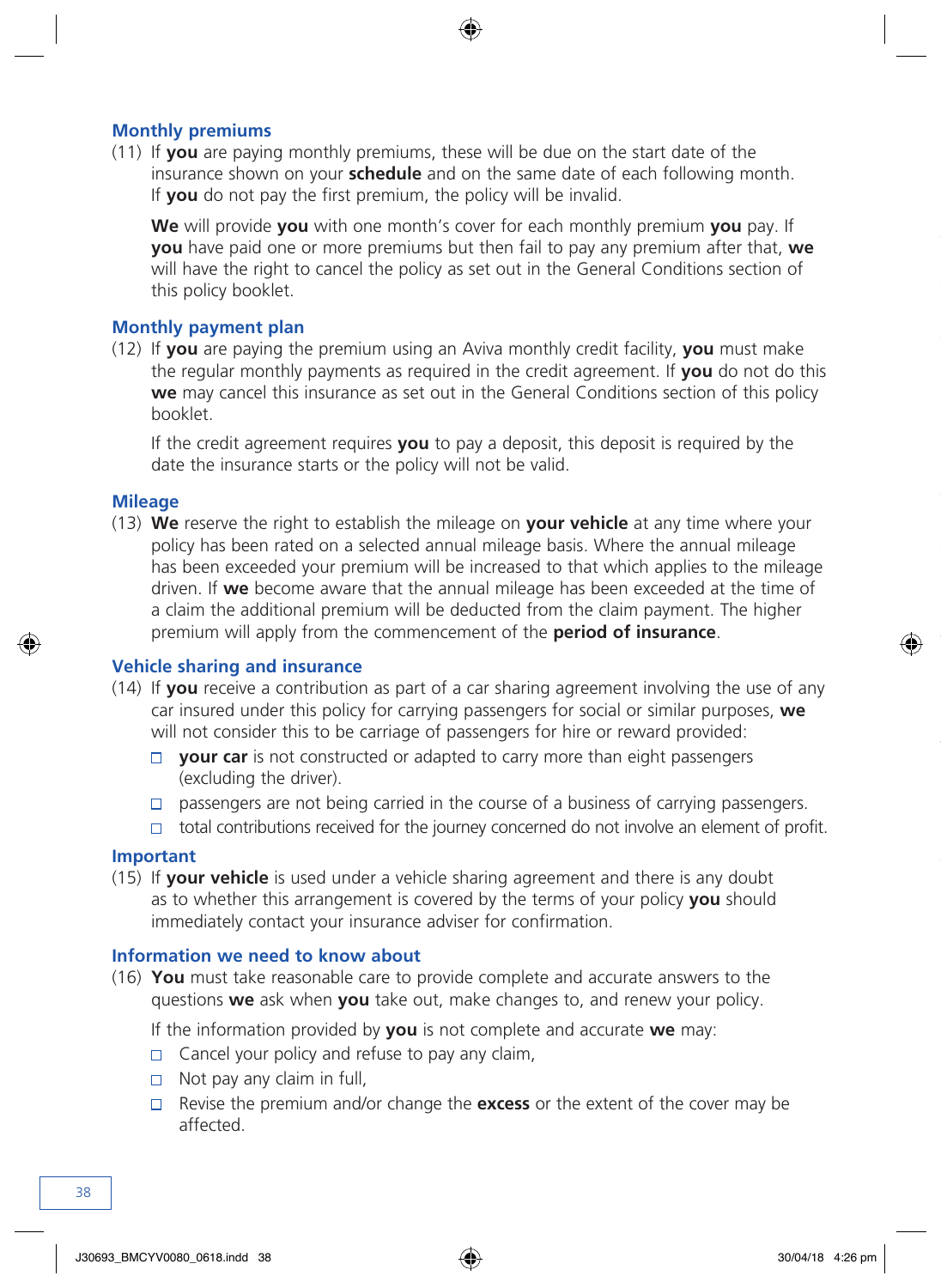### Monthly premiums

(11) If **you** are paying monthly premiums, these will be due on the start date of the insurance shown on your **schedule** and on the same date of each following month. If **you** do not pay the first premium, the policy will be invalid.

**We** will provide **you** with one month's cover for each monthly premium **you** pay. If **you** have paid one or more premiums but then fail to pay any premium after that, **we** will have the right to cancel the policy as set out in the General Conditions section of this policy booklet.

### Monthly payment plan

(12) If **you** are paying the premium using an Aviva monthly credit facility, **you** must make the regular monthly payments as required in the credit agreement. If **you** do not do this **we** may cancel this insurance as set out in the General Conditions section of this policy booklet.

If the credit agreement requires **you** to pay a deposit, this deposit is required by the date the insurance starts or the policy will not be valid.

### Mileage

(13) **We** reserve the right to establish the mileage on **your vehicle** at any time where your policy has been rated on a selected annual mileage basis. Where the annual mileage has been exceeded your premium will be increased to that which applies to the mileage driven. If **we** become aware that the annual mileage has been exceeded at the time of a claim the additional premium will be deducted from the claim payment. The higher premium will apply from the commencement of the **period of insurance**.

### Vehicle sharing and insurance

(14) If **you** receive a contribution as part of a car sharing agreement involving the use of any car insured under this policy for carrying passengers for social or similar purposes, **we** will not consider this to be carriage of passengers for hire or reward provided:

- **your car** is not constructed or adapted to carry more than eight passengers (excluding the driver).
- passengers are not being carried in the course of a business of carrying passengers.
- total contributions received for the journey concerned do not involve an element of profit.

### Important

(15) If **your vehicle** is used under a vehicle sharing agreement and there is any doubt as to whether this arrangement is covered by the terms of your policy **you** should immediately contact your insurance adviser for confirmation.

### Information we need to know about

(16) **You** must take reasonable care to provide complete and accurate answers to the questions **we** ask when **you** take out, make changes to, and renew your policy.

If the information provided by **you** is not complete and accurate **we** may:

- Cancel your policy and refuse to pay any claim,
- Not pay any claim in full,
- Revise the premium and/or change the **excess** or the extent of the cover may be affected.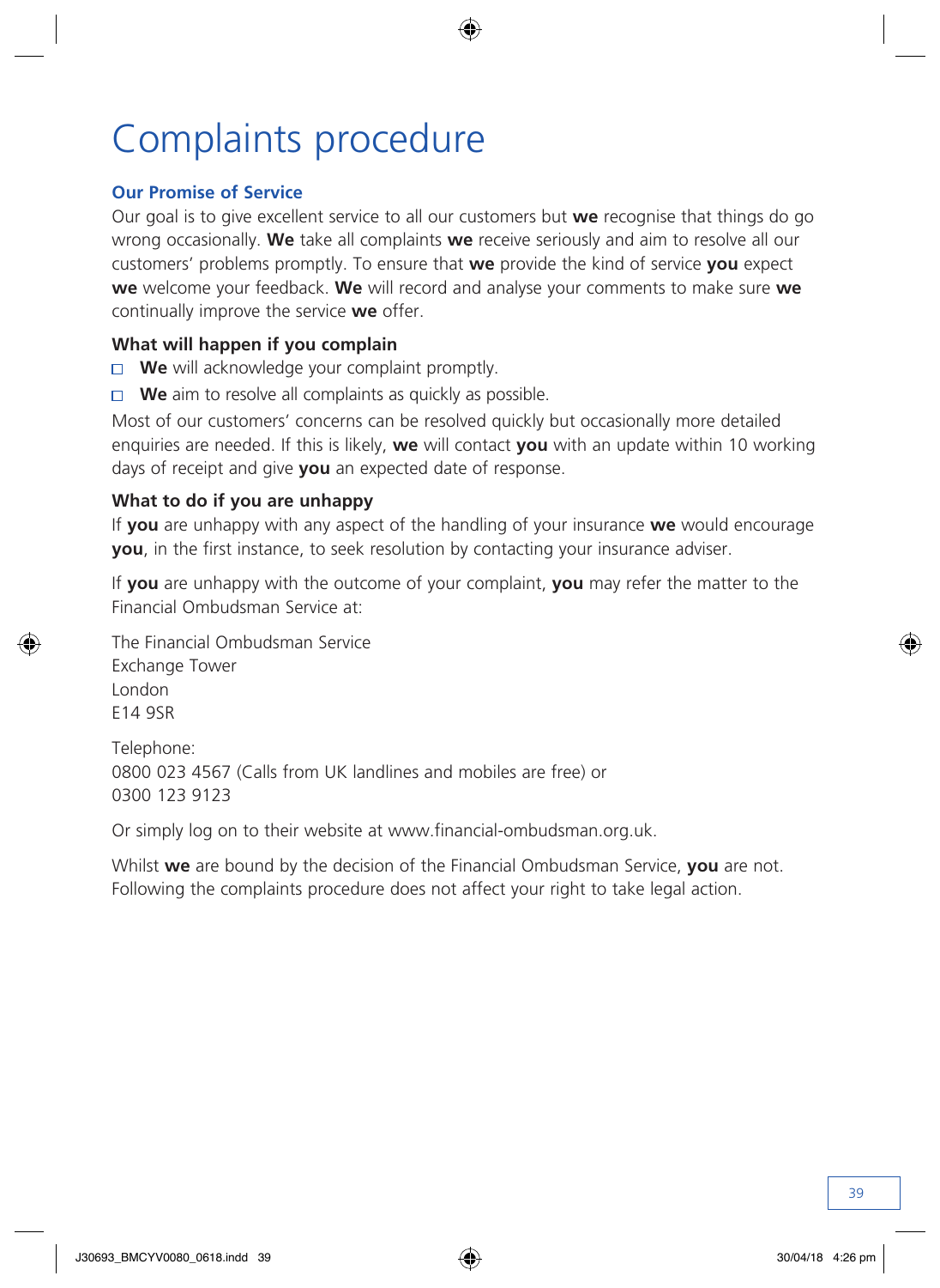# Complaints procedure

### Our Promise of Service

Our goal is to give excellent service to all our customers but **we** recognise that things do go wrong occasionally. **We** take all complaints **we** receive seriously and aim to resolve all our customers' problems promptly. To ensure that **we** provide the kind of service **you** expect **we** welcome your feedback. **We** will record and analyse your comments to make sure **we** continually improve the service **we** offer.

### What will happen if you complain

- **We** will acknowledge your complaint promptly.
- **We** aim to resolve all complaints as quickly as possible.

Most of our customers' concerns can be resolved quickly but occasionally more detailed enquiries are needed. If this is likely, **we** will contact **you** with an update within 10 working days of receipt and give **you** an expected date of response.

### What to do if you are unhappy

If **you** are unhappy with any aspect of the handling of your insurance **we** would encourage **you**, in the first instance, to seek resolution by contacting your insurance adviser.

If **you** are unhappy with the outcome of your complaint, **you** may refer the matter to the Financial Ombudsman Service at:

The Financial Ombudsman Service
Exchange Tower
London
E14 9SR

Telephone:
0800 023 4567 (Calls from UK landlines and mobiles are free) or
0300 123 9123

Or simply log on to their website at www.financial-ombudsman.org.uk.

Whilst **we** are bound by the decision of the Financial Ombudsman Service, **you** are not. Following the complaints procedure does not affect your right to take legal action.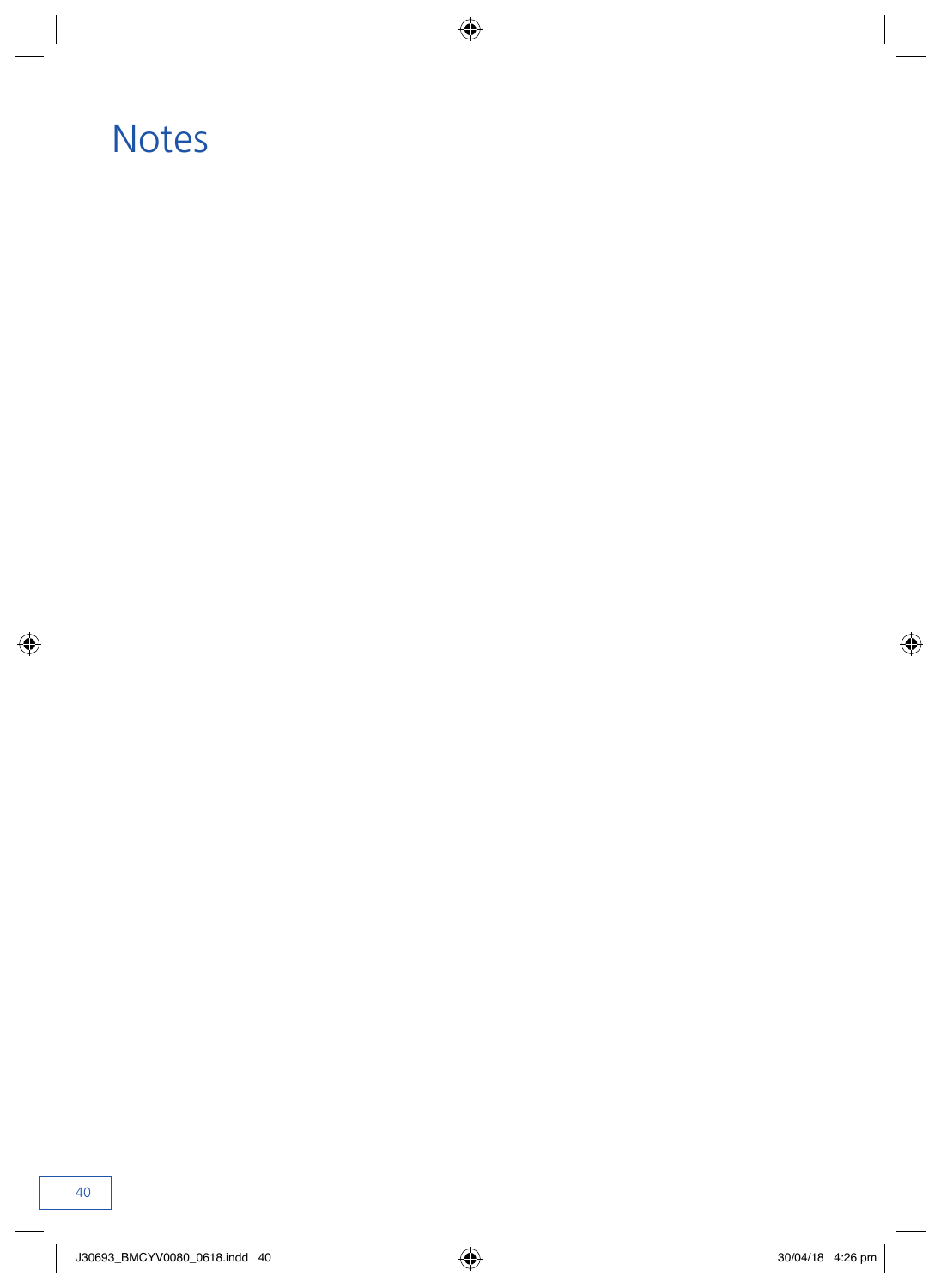# Notes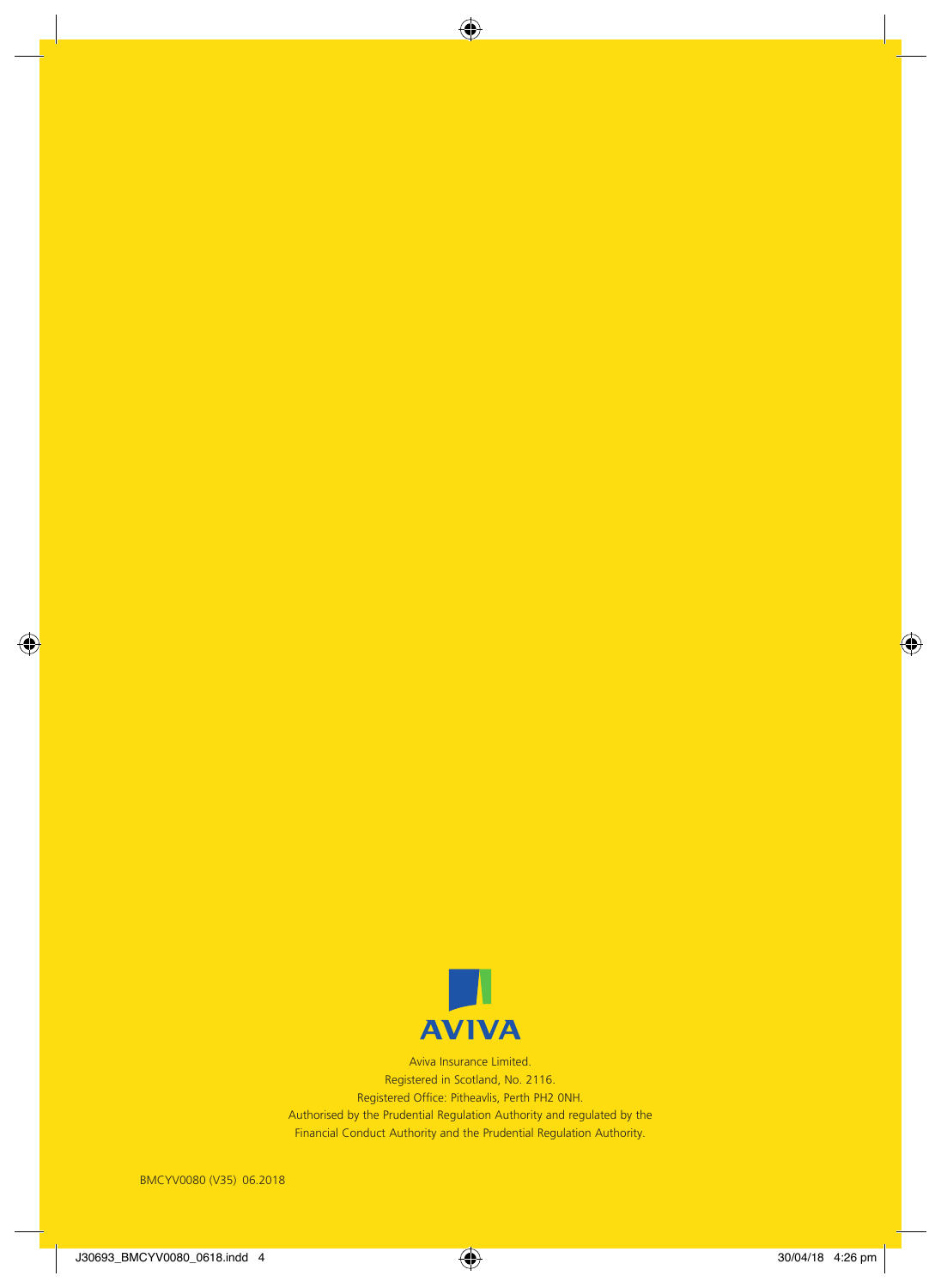AVIVA

Aviva Insurance Limited.
Registered in Scotland, No. 2116.
Registered Office: Pitheavlis, Perth PH2 0NH.
Authorised by the Prudential Regulation Authority and regulated by the Financial Conduct Authority and the Prudential Regulation Authority.

BMCYV0080 (V35) 06.2018